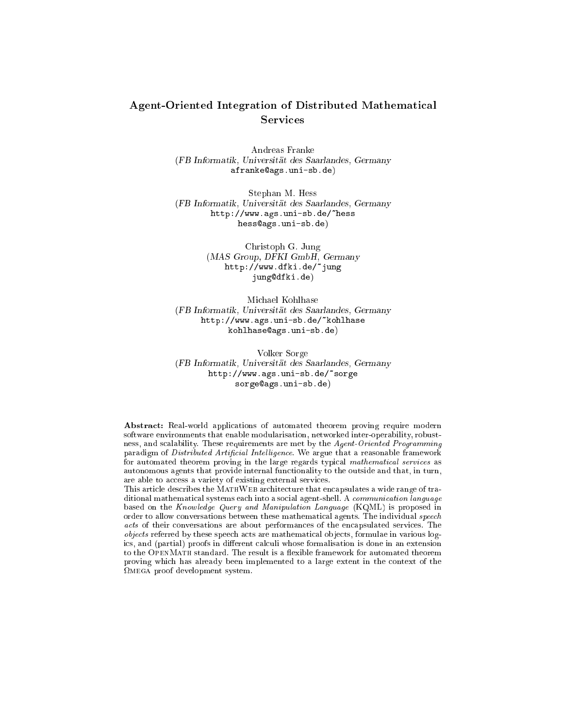# Agent-Oriented Integration of Distributed Mathematical Services

Andreas Franke  
(*FB Informatik, Universität des Saarlandes, Germany*  
afranke@ags.uni-sb.de)

Stephan M. Hess  
(*FB Informatik, Universität des Saarlandes, Germany*  
http://www.ags.uni-sb.de/~hess  
hess@ags.uni-sb.de)

Christoph G. Jung  
(*MAS Group, DFKI GmbH, Germany*  
http://www.dfki.de/~jung  
jung@dfki.de)

Michael Kohlhase  
(*FB Informatik, Universität des Saarlandes, Germany*  
http://www.ags.uni-sb.de/~kohlhase  
kohlhase@ags.uni-sb.de)

Volker Sorge  
(*FB Informatik, Universität des Saarlandes, Germany*  
http://www.ags.uni-sb.de/~sorge  
sorge@ags.uni-sb.de)

**Abstract:** Real-world applications of automated theorem proving require modern software environments that enable modularisation, networked inter-operability, robustness, and scalability. These requirements are met by the *Agent-Oriented Programming* paradigm of *Distributed Artificial Intelligence*. We argue that a reasonable framework for automated theorem proving in the large regards typical *mathematical services* as autonomous agents that provide internal functionality to the outside and that, in turn, are able to access a variety of existing external services.

This article describes the MathWeb architecture that encapsulates a wide range of traditional mathematical systems each into a social agent-shell. A *communication language* based on the *Knowledge Query and Manipulation Language* (KQML) is proposed in order to allow conversations between these mathematical agents. The individual *speech acts* of their conversations are about performances of the encapsulated services. The *objects* referred by these speech acts are mathematical objects, formulae in various logics, and (partial) proofs in different calculi whose formalisation is done in an extension to the OpenMath standard. The result is a flexible framework for automated theorem proving which has already been implemented to a large extent in the context of the Ωmega proof development system.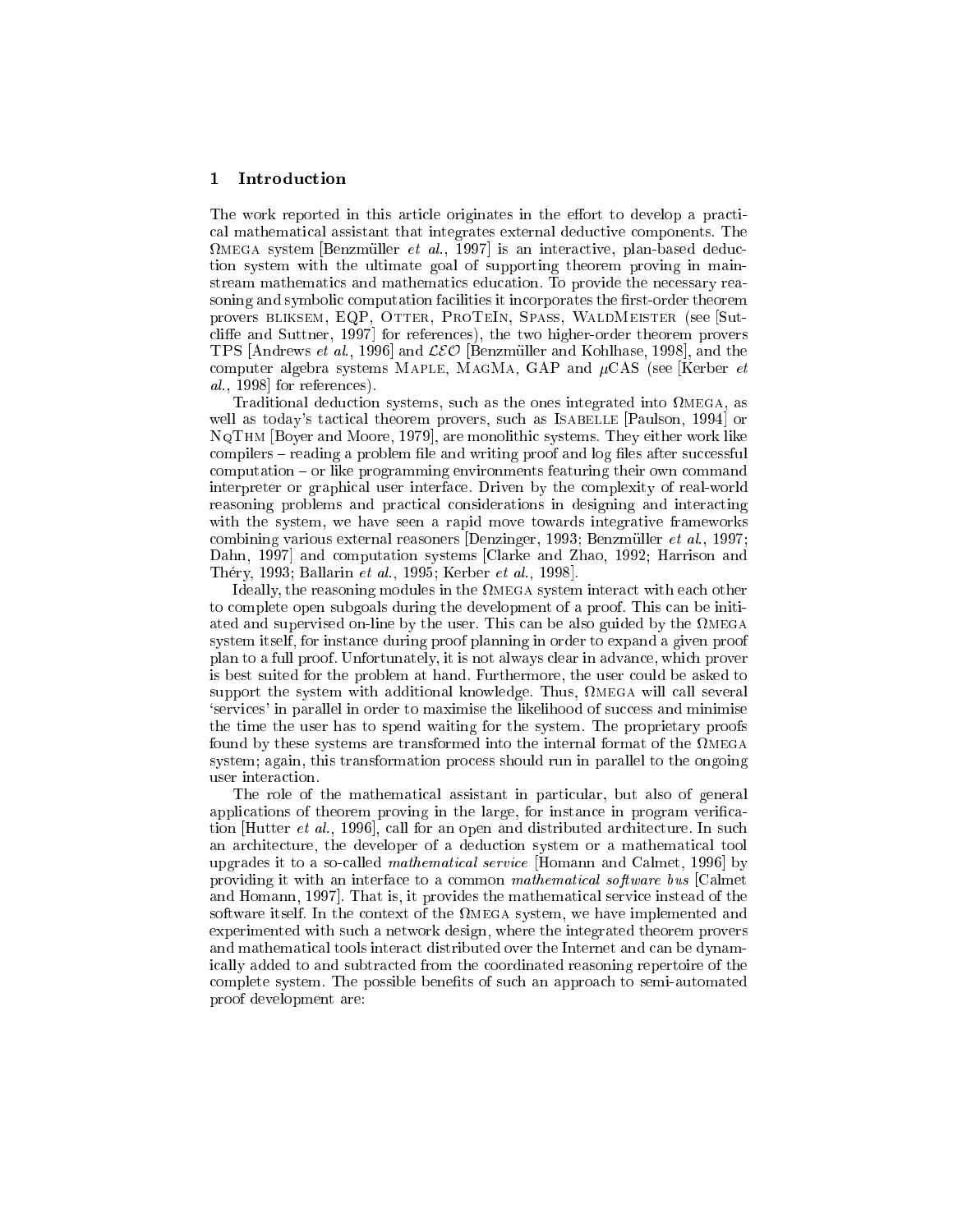## 1 Introduction

The work reported in this article originates in the effort to develop a practical mathematical assistant that integrates external deductive components. The ΩMEGA system [Benzmüller *et al.*, 1997] is an interactive, plan-based deduction system with the ultimate goal of supporting theorem proving in mainstream mathematics and mathematics education. To provide the necessary reasoning and symbolic computation facilities it incorporates the first-order theorem provers BLIKSEM, EQP, OTTER, PROTEIN, SPASS, WALDMEISTER (see [Sutcliffe and Suttner, 1997] for references), the two higher-order theorem provers TPS [Andrews *et al.*, 1996] and $\mathcal{LEO}$ [Benzmüller and Kohlhase, 1998], and the computer algebra systems MAPLE, MAGMA, GAP and $\mu$CAS (see [Kerber *et al.*, 1998] for references).

Traditional deduction systems, such as the ones integrated into ΩMEGA, as well as today's tactical theorem provers, such as ISABELLE [Paulson, 1994] or NQTHM [Boyer and Moore, 1979], are monolithic systems. They either work like compilers – reading a problem file and writing proof and log files after successful computation – or like programming environments featuring their own command interpreter or graphical user interface. Driven by the complexity of real-world reasoning problems and practical considerations in designing and interacting with the system, we have seen a rapid move towards integrative frameworks combining various external reasoners [Denzinger, 1993; Benzmüller *et al.*, 1997; Dahn, 1997] and computation systems [Clarke and Zhao, 1992; Harrison and Théry, 1993; Ballarin *et al.*, 1995; Kerber *et al.*, 1998].

Ideally, the reasoning modules in the ΩMEGA system interact with each other to complete open subgoals during the development of a proof. This can be initiated and supervised on-line by the user. This can be also guided by the ΩMEGA system itself, for instance during proof planning in order to expand a given proof plan to a full proof. Unfortunately, it is not always clear in advance, which prover is best suited for the problem at hand. Furthermore, the user could be asked to support the system with additional knowledge. Thus, ΩMEGA will call several 'services' in parallel in order to maximise the likelihood of success and minimise the time the user has to spend waiting for the system. The proprietary proofs found by these systems are transformed into the internal format of the ΩMEGA system; again, this transformation process should run in parallel to the ongoing user interaction.

The role of the mathematical assistant in particular, but also of general applications of theorem proving in the large, for instance in program verification [Hutter *et al.*, 1996], call for an open and distributed architecture. In such an architecture, the developer of a deduction system or a mathematical tool upgrades it to a so-called *mathematical service* [Homann and Calmet, 1996] by providing it with an interface to a common *mathematical software bus* [Calmet and Homann, 1997]. That is, it provides the mathematical service instead of the software itself. In the context of the ΩMEGA system, we have implemented and experimented with such a network design, where the integrated theorem provers and mathematical tools interact distributed over the Internet and can be dynamically added to and subtracted from the coordinated reasoning repertoire of the complete system. The possible benefits of such an approach to semi-automated proof development are: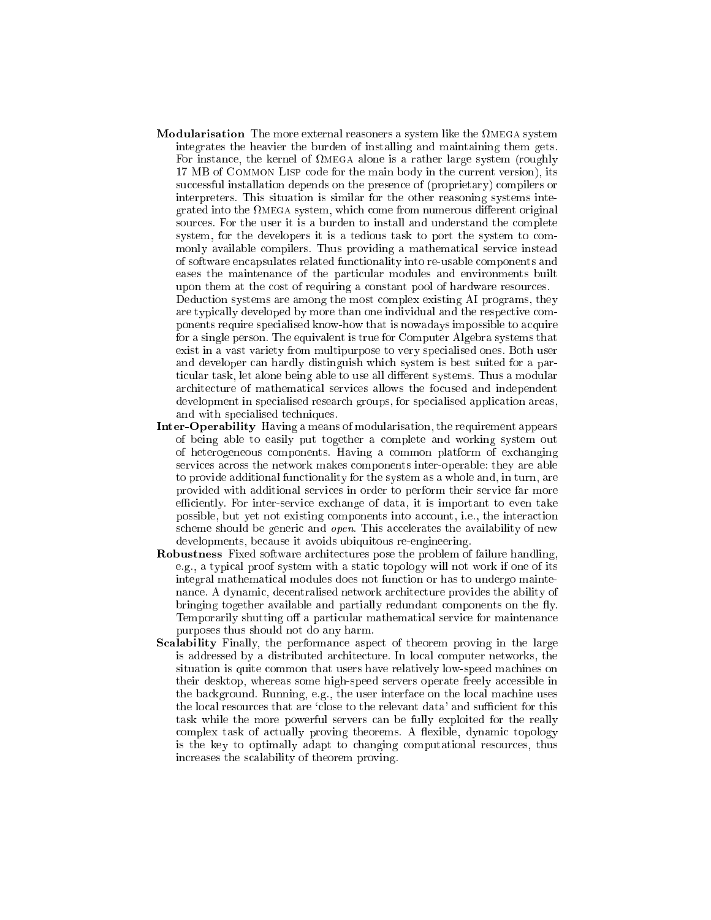**Modularisation** The more external reasoners a system like the ΩMEGA system integrates the heavier the burden of installing and maintaining them gets. For instance, the kernel of ΩMEGA alone is a rather large system (roughly 17 MB of COMMON LISP code for the main body in the current version), its successful installation depends on the presence of (proprietary) compilers or interpreters. This situation is similar for the other reasoning systems integrated into the ΩMEGA system, which come from numerous different original sources. For the user it is a burden to install and understand the complete system, for the developers it is a tedious task to port the system to commonly available compilers. Thus providing a mathematical service instead of software encapsulates related functionality into re-usable components and eases the maintenance of the particular modules and environments built upon them at the cost of requiring a constant pool of hardware resources.
Deduction systems are among the most complex existing AI programs, they are typically developed by more than one individual and the respective components require specialised know-how that is nowadays impossible to acquire for a single person. The equivalent is true for Computer Algebra systems that exist in a vast variety from multipurpose to very specialised ones. Both user and developer can hardly distinguish which system is best suited for a particular task, let alone being able to use all different systems. Thus a modular architecture of mathematical services allows the focused and independent development in specialised research groups, for specialised application areas, and with specialised techniques.

**Inter-Operability** Having a means of modularisation, the requirement appears of being able to easily put together a complete and working system out of heterogeneous components. Having a common platform of exchanging services across the network makes components inter-operable: they are able to provide additional functionality for the system as a whole and, in turn, are provided with additional services in order to perform their service far more efficiently. For inter-service exchange of data, it is important to even take possible, but yet not existing components into account, i.e., the interaction scheme should be generic and *open*. This accelerates the availability of new developments, because it avoids ubiquitous re-engineering.

**Robustness** Fixed software architectures pose the problem of failure handling, e.g., a typical proof system with a static topology will not work if one of its integral mathematical modules does not function or has to undergo maintenance. A dynamic, decentralised network architecture provides the ability of bringing together available and partially redundant components on the fly. Temporarily shutting off a particular mathematical service for maintenance purposes thus should not do any harm.

**Scalability** Finally, the performance aspect of theorem proving in the large is addressed by a distributed architecture. In local computer networks, the situation is quite common that users have relatively low-speed machines on their desktop, whereas some high-speed servers operate freely accessible in the background. Running, e.g., the user interface on the local machine uses the local resources that are 'close to the relevant data' and sufficient for this task while the more powerful servers can be fully exploited for the really complex task of actually proving theorems. A flexible, dynamic topology is the key to optimally adapt to changing computational resources, thus increases the scalability of theorem proving.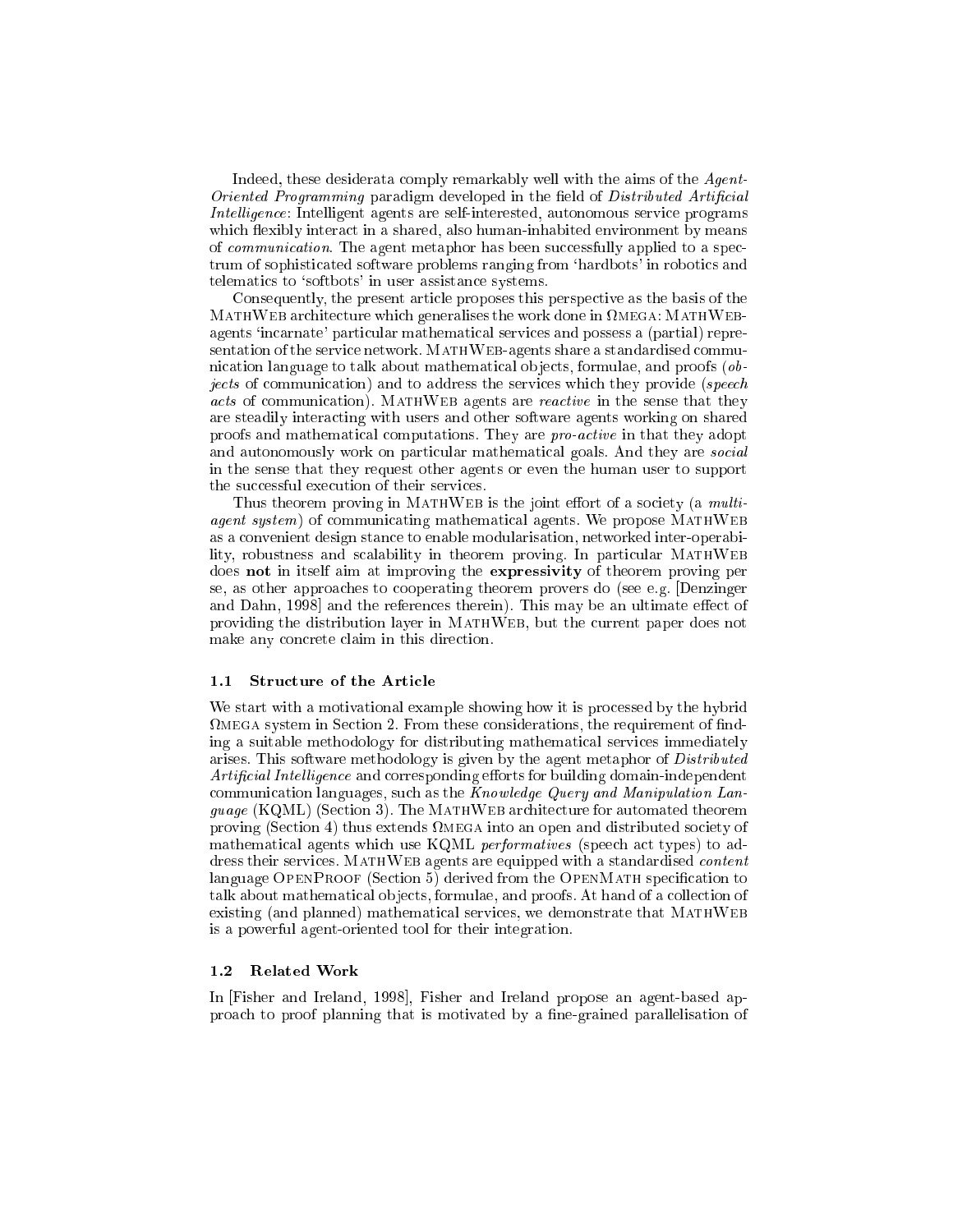Indeed, these desiderata comply remarkably well with the aims of the *Agent-Oriented Programming* paradigm developed in the field of *Distributed Artificial Intelligence*: Intelligent agents are self-interested, autonomous service programs which flexibly interact in a shared, also human-inhabited environment by means of *communication*. The agent metaphor has been successfully applied to a spectrum of sophisticated software problems ranging from 'hardbots' in robotics and telematics to 'softbots' in user assistance systems.

Consequently, the present article proposes this perspective as the basis of the MathWeb architecture which generalises the work done in ΩMEGA: MathWeb-agents 'incarnate' particular mathematical services and possess a (partial) representation of the service network. MathWeb-agents share a standardised communication language to talk about mathematical objects, formulae, and proofs (*objects* of communication) and to address the services which they provide (*speech acts* of communication). MathWeb agents are *reactive* in the sense that they are steadily interacting with users and other software agents working on shared proofs and mathematical computations. They are *pro-active* in that they adopt and autonomously work on particular mathematical goals. And they are *social* in the sense that they request other agents or even the human user to support the successful execution of their services.

Thus theorem proving in MathWeb is the joint effort of a society (a *multi-agent system*) of communicating mathematical agents. We propose MathWeb as a convenient design stance to enable modularisation, networked inter-operability, robustness and scalability in theorem proving. In particular MathWeb does **not** in itself aim at improving the **expressivity** of theorem proving per se, as other approaches to cooperating theorem provers do (see e.g. [Denzinger and Dahn, 1998] and the references therein). This may be an ultimate effect of providing the distribution layer in MathWeb, but the current paper does not make any concrete claim in this direction.

### 1.1 Structure of the Article

We start with a motivational example showing how it is processed by the hybrid ΩMEGA system in Section 2. From these considerations, the requirement of finding a suitable methodology for distributing mathematical services immediately arises. This software methodology is given by the agent metaphor of *Distributed Artificial Intelligence* and corresponding efforts for building domain-independent communication languages, such as the *Knowledge Query and Manipulation Language* (KQML) (Section 3). The MathWeb architecture for automated theorem proving (Section 4) thus extends ΩMEGA into an open and distributed society of mathematical agents which use KQML *performatives* (speech act types) to address their services. MathWeb agents are equipped with a standardised *content* language OpenProof (Section 5) derived from the OpenMath specification to talk about mathematical objects, formulae, and proofs. At hand of a collection of existing (and planned) mathematical services, we demonstrate that MathWeb is a powerful agent-oriented tool for their integration.

### 1.2 Related Work

In [Fisher and Ireland, 1998], Fisher and Ireland propose an agent-based approach to proof planning that is motivated by a fine-grained parallelisation of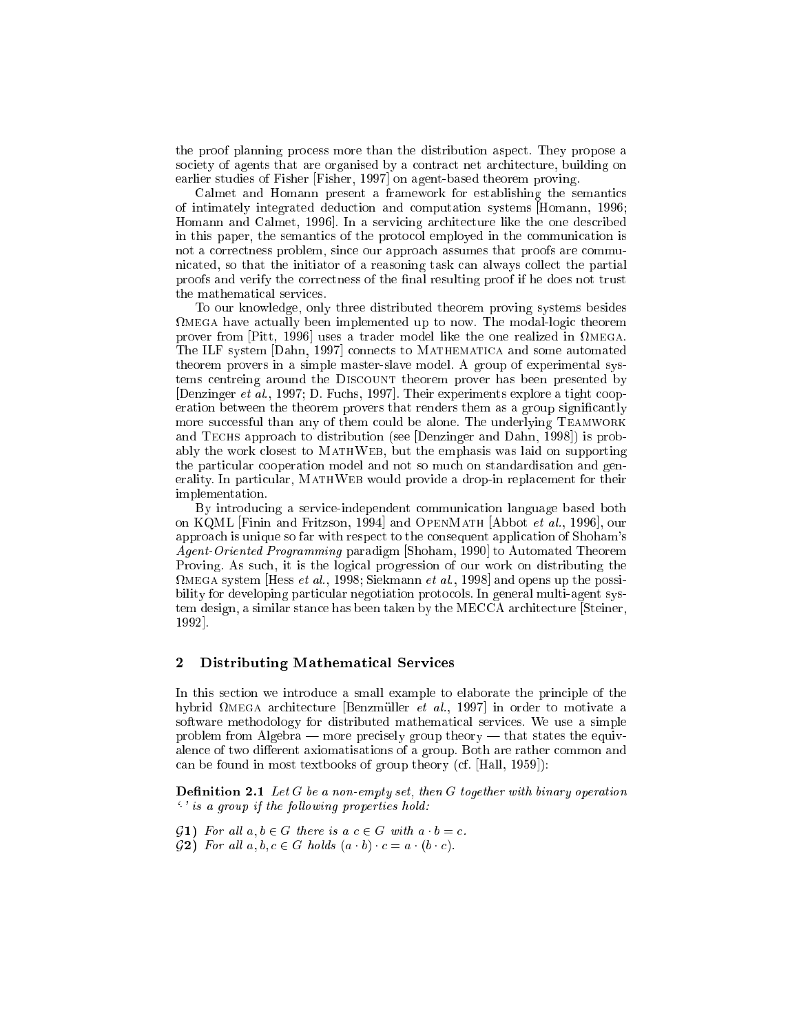the proof planning process more than the distribution aspect. They propose a society of agents that are organised by a contract net architecture, building on earlier studies of Fisher [Fisher, 1997] on agent-based theorem proving.

Calmet and Homann present a framework for establishing the semantics of intimately integrated deduction and computation systems [Homann, 1996; Homann and Calmet, 1996]. In a servicing architecture like the one described in this paper, the semantics of the protocol employed in the communication is not a correctness problem, since our approach assumes that proofs are communicated, so that the initiator of a reasoning task can always collect the partial proofs and verify the correctness of the final resulting proof if he does not trust the mathematical services.

To our knowledge, only three distributed theorem proving systems besides ΩMEGA have actually been implemented up to now. The modal-logic theorem prover from [Pitt, 1996] uses a trader model like the one realized in ΩMEGA. The ILF system [Dahn, 1997] connects to MATHEMATICA and some automated theorem provers in a simple master-slave model. A group of experimental systems centreing around the DISCOUNT theorem prover has been presented by [Denzinger *et al.*, 1997; D. Fuchs, 1997]. Their experiments explore a tight cooperation between the theorem provers that renders them as a group significantly more successful than any of them could be alone. The underlying TEAMWORK and TECHS approach to distribution (see [Denzinger and Dahn, 1998]) is probably the work closest to MATHWEB, but the emphasis was laid on supporting the particular cooperation model and not so much on standardisation and generality. In particular, MATHWEB would provide a drop-in replacement for their implementation.

By introducing a service-independent communication language based both on KQML [Finin and Fritzson, 1994] and OPENMATH [Abbot *et al.*, 1996], our approach is unique so far with respect to the consequent application of Shoham's *Agent-Oriented Programming* paradigm [Shoham, 1990] to Automated Theorem Proving. As such, it is the logical progression of our work on distributing the ΩMEGA system [Hess *et al.*, 1998; Siekmann *et al.*, 1998] and opens up the possibility for developing particular negotiation protocols. In general multi-agent system design, a similar stance has been taken by the MECCA architecture [Steiner, 1992].

## 2 Distributing Mathematical Services

In this section we introduce a small example to elaborate the principle of the hybrid ΩMEGA architecture [Benzmüller *et al.*, 1997] in order to motivate a software methodology for distributed mathematical services. We use a simple problem from Algebra — more precisely group theory — that states the equivalence of two different axiomatisations of a group. Both are rather common and can be found in most textbooks of group theory (cf. [Hall, 1959]):

**Definition 2.1** *Let $G$ be a non-empty set, then $G$ together with binary operation '$\cdot$' is a group if the following properties hold:*

**$\mathcal{G}$1)** *For all $a, b \in G$ there is a $c \in G$ with $a \cdot b = c$.*
**$\mathcal{G}$2)** *For all $a, b, c \in G$ holds $(a \cdot b) \cdot c = a \cdot (b \cdot c)$.*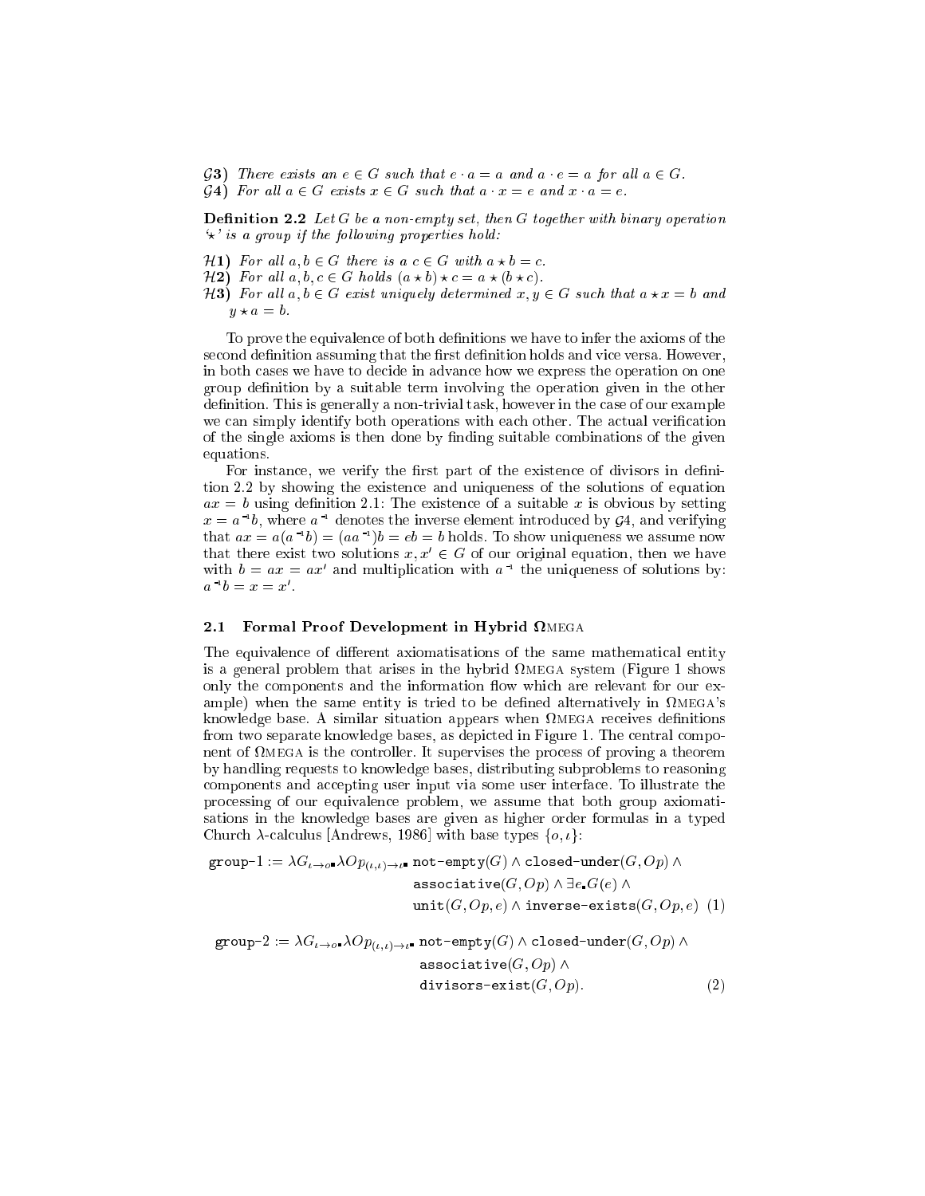*$\mathcal{G}$***3)** *There exists an $e \in G$ such that $e \cdot a = a$ and $a \cdot e = a$ for all $a \in G$.*
*$\mathcal{G}$***4)** *For all $a \in G$ exists $x \in G$ such that $a \cdot x = e$ and $x \cdot a = e$.*

**Definition 2.2** *Let $G$ be a non-empty set, then $G$ together with binary operation '$\star$' is a group if the following properties hold:*

*$\mathcal{H}$***1)** *For all $a, b \in G$ there is a $c \in G$ with $a \star b = c$.*
*$\mathcal{H}$***2)** *For all $a, b, c \in G$ holds $(a \star b) \star c = a \star (b \star c)$.*
*$\mathcal{H}$***3)** *For all $a, b \in G$ exist uniquely determined $x, y \in G$ such that $a \star x = b$ and $y \star a = b$.*

To prove the equivalence of both definitions we have to infer the axioms of the second definition assuming that the first definition holds and vice versa. However, in both cases we have to decide in advance how we express the operation on one group definition by a suitable term involving the operation given in the other definition. This is generally a non-trivial task, however in the case of our example we can simply identify both operations with each other. The actual verification of the single axioms is then done by finding suitable combinations of the given equations.

For instance, we verify the first part of the existence of divisors in definition 2.2 by showing the existence and uniqueness of the solutions of equation $ax = b$ using definition 2.1: The existence of a suitable $x$ is obvious by setting $x = a^{-1}b$, where $a^{-1}$ denotes the inverse element introduced by $\mathcal{G}4$, and verifying that $ax = a(a^{-1}b) = (aa^{-1})b = eb = b$ holds. To show uniqueness we assume now that there exist two solutions $x, x' \in G$ of our original equation, then we have with $b = ax = ax'$ and multiplication with $a^{-1}$ the uniqueness of solutions by: $a^{-1}b = x = x'$.

### 2.1 Formal Proof Development in Hybrid ΩMEGA

The equivalence of different axiomatisations of the same mathematical entity is a general problem that arises in the hybrid ΩMEGA system (Figure 1 shows only the components and the information flow which are relevant for our example) when the same entity is tried to be defined alternatively in ΩMEGA's knowledge base. A similar situation appears when ΩMEGA receives definitions from two separate knowledge bases, as depicted in Figure 1. The central component of ΩMEGA is the controller. It supervises the process of proving a theorem by handling requests to knowledge bases, distributing subproblems to reasoning components and accepting user input via some user interface. To illustrate the processing of our equivalence problem, we assume that both group axiomatisations in the knowledge bases are given as higher order formulas in a typed Church $\lambda$-calculus [Andrews, 1986] with base types $\{o, \iota\}$:

$$\begin{aligned}\texttt{group-1} := \lambda G_{\iota\to o}.\lambda Op_{(\iota,\iota)\to\iota}.\ & \texttt{not-empty}(G) \wedge \texttt{closed-under}(G, Op) \wedge \\ & \texttt{associative}(G, Op) \wedge \exists e.G(e) \wedge \\ & \texttt{unit}(G, Op, e) \wedge \texttt{inverse-exists}(G, Op, e) \quad (1)\end{aligned}$$

$$\begin{aligned}\texttt{group-2} := \lambda G_{\iota\to o}.\lambda Op_{(\iota,\iota)\to\iota}.\ & \texttt{not-empty}(G) \wedge \texttt{closed-under}(G, Op) \wedge \\ & \texttt{associative}(G, Op) \wedge \\ & \texttt{divisors-exist}(G, Op). \quad (2)\end{aligned}$$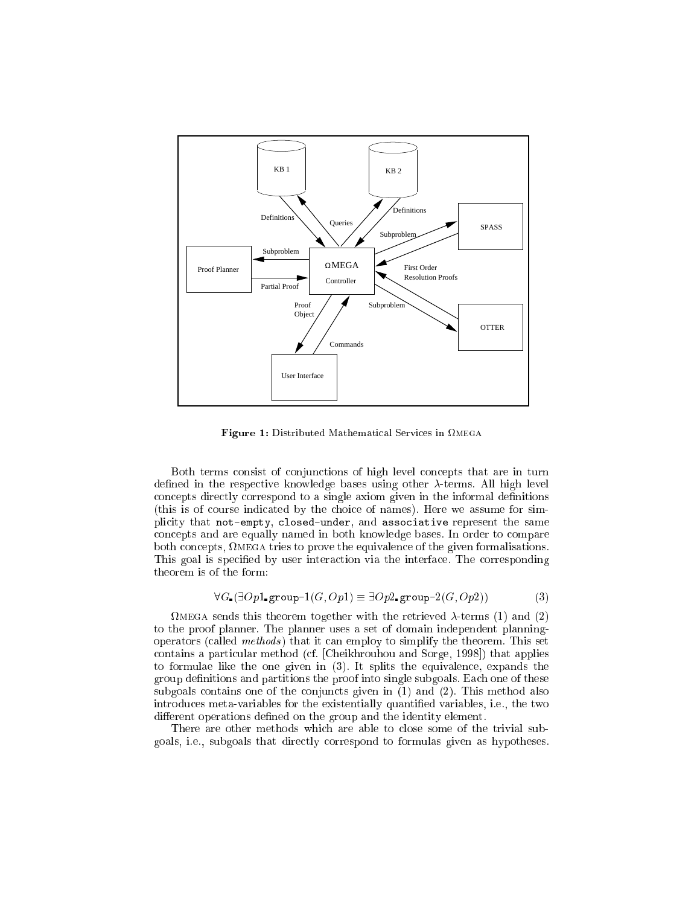**Figure 1:** Distributed Mathematical Services in ΩMEGA

Both terms consist of conjunctions of high level concepts that are in turn defined in the respective knowledge bases using other $\lambda$-terms. All high level concepts directly correspond to a single axiom given in the informal definitions (this is of course indicated by the choice of names). Here we assume for simplicity that `not-empty`, `closed-under`, and `associative` represent the same concepts and are equally named in both knowledge bases. In order to compare both concepts, ΩMEGA tries to prove the equivalence of the given formalisations. This goal is specified by user interaction via the interface. The corresponding theorem is of the form:

$$\forall G_{\blacksquare}(\exists Op1_{\blacksquare}\texttt{group-1}(G, Op1) \equiv \exists Op2_{\blacksquare}\texttt{group-2}(G, Op2)) \quad (3)$$

ΩMEGA sends this theorem together with the retrieved $\lambda$-terms (1) and (2) to the proof planner. The planner uses a set of domain independent planning-operators (called *methods*) that it can employ to simplify the theorem. This set contains a particular method (cf. [Cheikhrouhou and Sorge, 1998]) that applies to formulae like the one given in (3). It splits the equivalence, expands the group definitions and partitions the proof into single subgoals. Each one of these subgoals contains one of the conjuncts given in (1) and (2). This method also introduces meta-variables for the existentially quantified variables, i.e., the two different operations defined on the group and the identity element.

There are other methods which are able to close some of the trivial subgoals, i.e., subgoals that directly correspond to formulas given as hypotheses.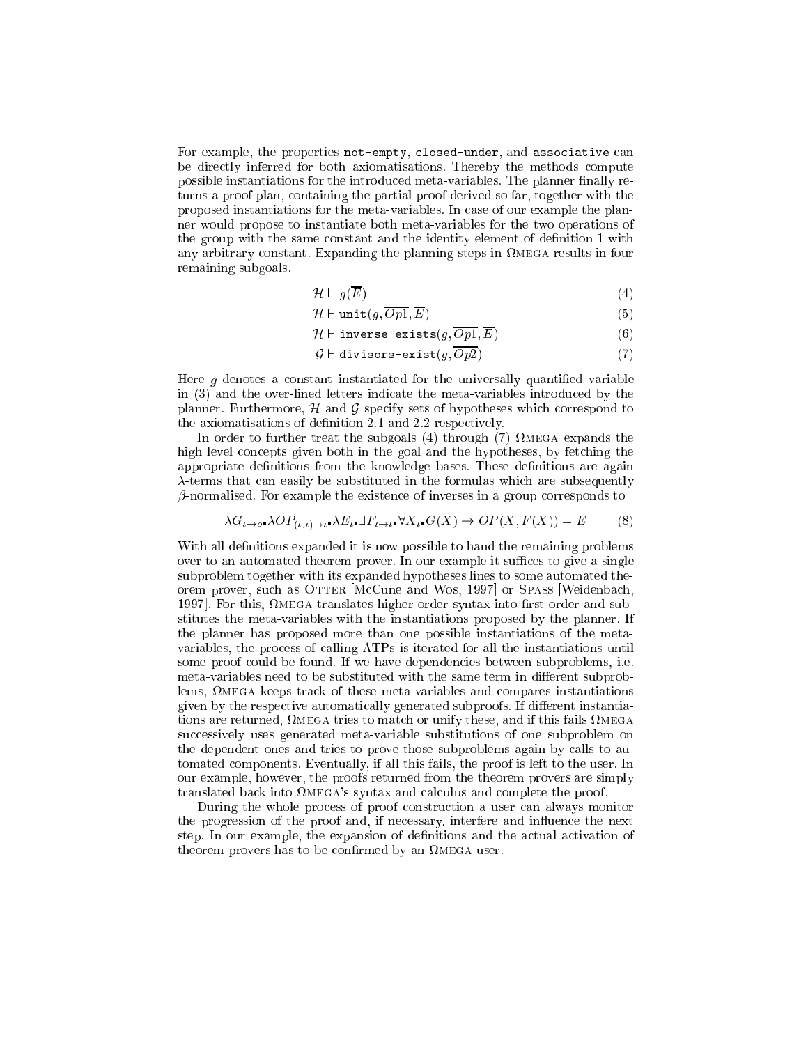For example, the properties `not-empty`, `closed-under`, and `associative` can be directly inferred for both axiomatisations. Thereby the methods compute possible instantiations for the introduced meta-variables. The planner finally returns a proof plan, containing the partial proof derived so far, together with the proposed instantiations for the meta-variables. In case of our example the planner would propose to instantiate both meta-variables for the two operations of the group with the same constant and the identity element of definition 1 with any arbitrary constant. Expanding the planning steps in ΩMEGA results in four remaining subgoals.

$$\mathcal{H} \vdash g(\overline{E}) \tag{4}$$

$$\mathcal{H} \vdash \texttt{unit}(g, \overline{Op1}, \overline{E}) \tag{5}$$

$$\mathcal{H} \vdash \texttt{inverse-exists}(g, \overline{Op1}, \overline{E}) \tag{6}$$

$$\mathcal{G} \vdash \texttt{divisors-exist}(g, \overline{Op2}) \tag{7}$$

Here $g$ denotes a constant instantiated for the universally quantified variable in (3) and the over-lined letters indicate the meta-variables introduced by the planner. Furthermore, $\mathcal{H}$ and $\mathcal{G}$ specify sets of hypotheses which correspond to the axiomatisations of definition 2.1 and 2.2 respectively.

In order to further treat the subgoals (4) through (7) ΩMEGA expands the high level concepts given both in the goal and the hypotheses, by fetching the appropriate definitions from the knowledge bases. These definitions are again $\lambda$-terms that can easily be substituted in the formulas which are subsequently $\beta$-normalised. For example the existence of inverses in a group corresponds to

$$\lambda G_{\iota \to o}. \lambda OP_{(\iota,\iota) \to \iota}. \lambda E_{\iota}. \exists F_{\iota \to \iota}. \forall X_{\iota}. G(X) \to OP(X, F(X)) = E \tag{8}$$

With all definitions expanded it is now possible to hand the remaining problems over to an automated theorem prover. In our example it suffices to give a single subproblem together with its expanded hypotheses lines to some automated theorem prover, such as OTTER [McCune and Wos, 1997] or SPASS [Weidenbach, 1997]. For this, ΩMEGA translates higher order syntax into first order and substitutes the meta-variables with the instantiations proposed by the planner. If the planner has proposed more than one possible instantiations of the meta-variables, the process of calling ATPs is iterated for all the instantiations until some proof could be found. If we have dependencies between subproblems, i.e. meta-variables need to be substituted with the same term in different subproblems, ΩMEGA keeps track of these meta-variables and compares instantiations given by the respective automatically generated subproofs. If different instantiations are returned, ΩMEGA tries to match or unify these, and if this fails ΩMEGA successively uses generated meta-variable substitutions of one subproblem on the dependent ones and tries to prove those subproblems again by calls to automated components. Eventually, if all this fails, the proof is left to the user. In our example, however, the proofs returned from the theorem provers are simply translated back into ΩMEGA's syntax and calculus and complete the proof.

During the whole process of proof construction a user can always monitor the progression of the proof and, if necessary, interfere and influence the next step. In our example, the expansion of definitions and the actual activation of theorem provers has to be confirmed by an ΩMEGA user.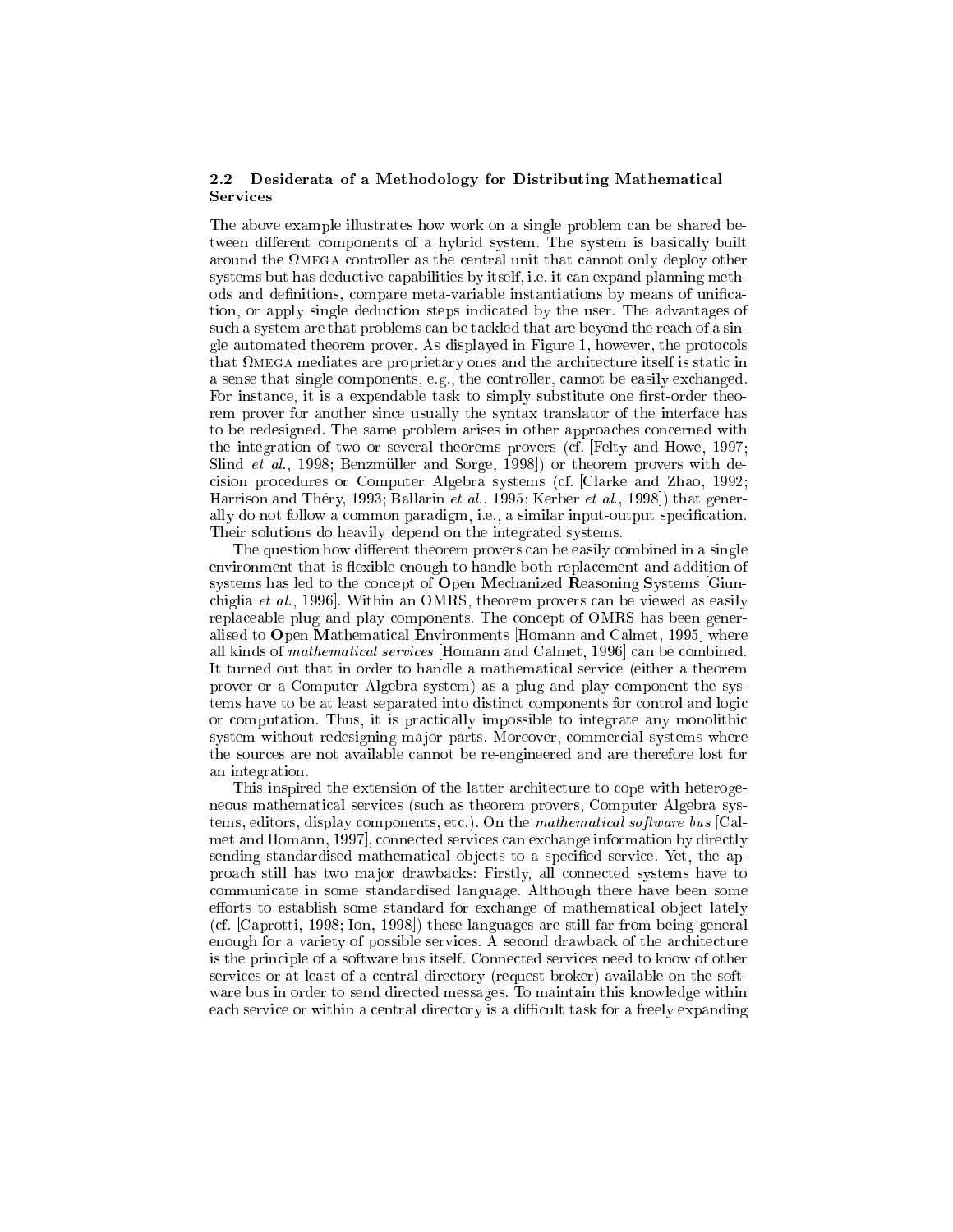### 2.2 Desiderata of a Methodology for Distributing Mathematical Services

The above example illustrates how work on a single problem can be shared between different components of a hybrid system. The system is basically built around the ΩMEGA controller as the central unit that cannot only deploy other systems but has deductive capabilities by itself, i.e. it can expand planning methods and definitions, compare meta-variable instantiations by means of unification, or apply single deduction steps indicated by the user. The advantages of such a system are that problems can be tackled that are beyond the reach of a single automated theorem prover. As displayed in Figure 1, however, the protocols that ΩMEGA mediates are proprietary ones and the architecture itself is static in a sense that single components, e.g., the controller, cannot be easily exchanged. For instance, it is a expendable task to simply substitute one first-order theorem prover for another since usually the syntax translator of the interface has to be redesigned. The same problem arises in other approaches concerned with the integration of two or several theorems provers (cf. [Felty and Howe, 1997; Slind *et al.*, 1998; Benzmüller and Sorge, 1998]) or theorem provers with decision procedures or Computer Algebra systems (cf. [Clarke and Zhao, 1992; Harrison and Théry, 1993; Ballarin *et al.*, 1995; Kerber *et al.*, 1998]) that generally do not follow a common paradigm, i.e., a similar input-output specification. Their solutions do heavily depend on the integrated systems.

The question how different theorem provers can be easily combined in a single environment that is flexible enough to handle both replacement and addition of systems has led to the concept of **O**pen **M**echanized **R**easoning **S**ystems [Giunchiglia *et al.*, 1996]. Within an OMRS, theorem provers can be viewed as easily replaceable plug and play components. The concept of OMRS has been generalised to **O**pen **M**athematical **E**nvironments [Homann and Calmet, 1995] where all kinds of *mathematical services* [Homann and Calmet, 1996] can be combined. It turned out that in order to handle a mathematical service (either a theorem prover or a Computer Algebra system) as a plug and play component the systems have to be at least separated into distinct components for control and logic or computation. Thus, it is practically impossible to integrate any monolithic system without redesigning major parts. Moreover, commercial systems where the sources are not available cannot be re-engineered and are therefore lost for an integration.

This inspired the extension of the latter architecture to cope with heterogeneous mathematical services (such as theorem provers, Computer Algebra systems, editors, display components, etc.). On the *mathematical software bus* [Calmet and Homann, 1997], connected services can exchange information by directly sending standardised mathematical objects to a specified service. Yet, the approach still has two major drawbacks: Firstly, all connected systems have to communicate in some standardised language. Although there have been some efforts to establish some standard for exchange of mathematical object lately (cf. [Caprotti, 1998; Ion, 1998]) these languages are still far from being general enough for a variety of possible services. A second drawback of the architecture is the principle of a software bus itself. Connected services need to know of other services or at least of a central directory (request broker) available on the software bus in order to send directed messages. To maintain this knowledge within each service or within a central directory is a difficult task for a freely expanding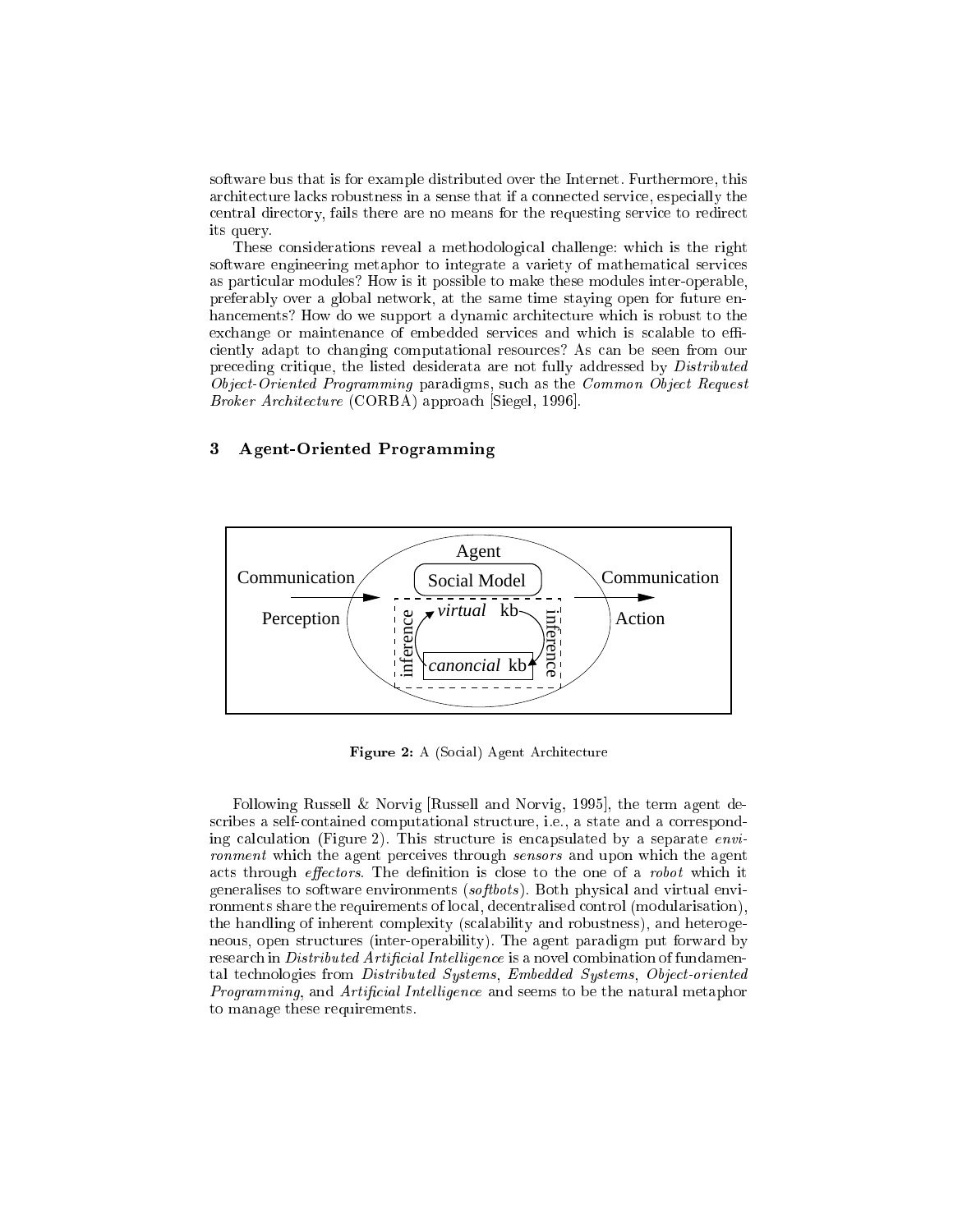software bus that is for example distributed over the Internet. Furthermore, this architecture lacks robustness in a sense that if a connected service, especially the central directory, fails there are no means for the requesting service to redirect its query.

These considerations reveal a methodological challenge: which is the right software engineering metaphor to integrate a variety of mathematical services as particular modules? How is it possible to make these modules inter-operable, preferably over a global network, at the same time staying open for future enhancements? How do we support a dynamic architecture which is robust to the exchange or maintenance of embedded services and which is scalable to efficiently adapt to changing computational resources? As can be seen from our preceding critique, the listed desiderata are not fully addressed by *Distributed Object-Oriented Programming* paradigms, such as the *Common Object Request Broker Architecture* (CORBA) approach [Siegel, 1996].

## 3 Agent-Oriented Programming

**Figure 2:** A (Social) Agent Architecture

Following Russell & Norvig [Russell and Norvig, 1995], the term agent describes a self-contained computational structure, i.e., a state and a corresponding calculation (Figure 2). This structure is encapsulated by a separate *environment* which the agent perceives through *sensors* and upon which the agent acts through *effectors*. The definition is close to the one of a *robot* which it generalises to software environments (*softbots*). Both physical and virtual environments share the requirements of local, decentralised control (modularisation), the handling of inherent complexity (scalability and robustness), and heterogeneous, open structures (inter-operability). The agent paradigm put forward by research in *Distributed Artificial Intelligence* is a novel combination of fundamental technologies from *Distributed Systems*, *Embedded Systems*, *Object-oriented Programming*, and *Artificial Intelligence* and seems to be the natural metaphor to manage these requirements.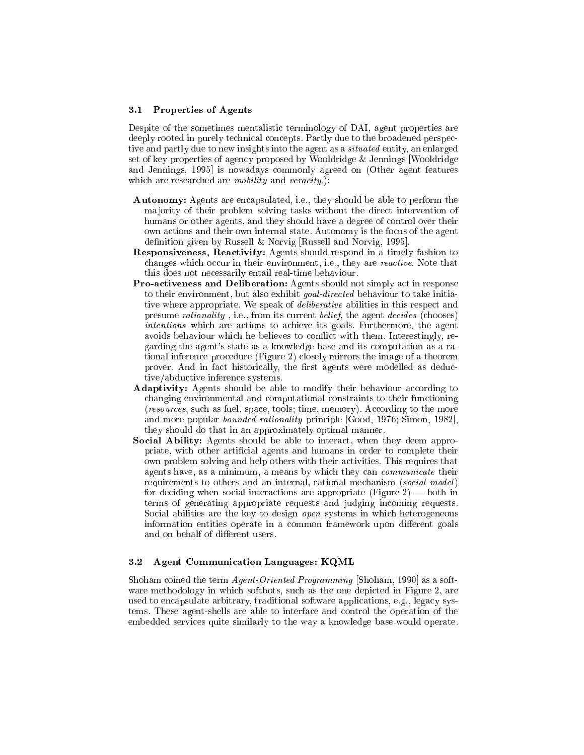### 3.1 Properties of Agents

Despite of the sometimes mentalistic terminology of DAI, agent properties are deeply rooted in purely technical concepts. Partly due to the broadened perspective and partly due to new insights into the agent as a *situated* entity, an enlarged set of key properties of agency proposed by Wooldridge & Jennings [Wooldridge and Jennings, 1995] is nowadays commonly agreed on (Other agent features which are researched are *mobility* and *veracity*.):

- **Autonomy:** Agents are encapsulated, i.e., they should be able to perform the majority of their problem solving tasks without the direct intervention of humans or other agents, and they should have a degree of control over their own actions and their own internal state. Autonomy is the focus of the agent definition given by Russell & Norvig [Russell and Norvig, 1995].
- **Responsiveness, Reactivity:** Agents should respond in a timely fashion to changes which occur in their environment, i.e., they are *reactive*. Note that this does not necessarily entail real-time behaviour.
- **Pro-activeness and Deliberation:** Agents should not simply act in response to their environment, but also exhibit *goal-directed* behaviour to take initiative where appropriate. We speak of *deliberative* abilities in this respect and presume *rationality* , i.e., from its current *belief*, the agent *decides* (chooses) *intentions* which are actions to achieve its goals. Furthermore, the agent avoids behaviour which he believes to conflict with them. Interestingly, regarding the agent's state as a knowledge base and its computation as a rational inference procedure (Figure 2) closely mirrors the image of a theorem prover. And in fact historically, the first agents were modelled as deductive/abductive inference systems.
- **Adaptivity:** Agents should be able to modify their behaviour according to changing environmental and computational constraints to their functioning (*resources*, such as fuel, space, tools; time, memory). According to the more and more popular *bounded rationality* principle [Good, 1976; Simon, 1982], they should do that in an approximately optimal manner.
- **Social Ability:** Agents should be able to interact, when they deem appropriate, with other artificial agents and humans in order to complete their own problem solving and help others with their activities. This requires that agents have, as a minimum, a means by which they can *communicate* their requirements to others and an internal, rational mechanism (*social model*) for deciding when social interactions are appropriate (Figure 2) — both in terms of generating appropriate requests and judging incoming requests. Social abilities are the key to design *open* systems in which heterogeneous information entities operate in a common framework upon different goals and on behalf of different users.

### 3.2 Agent Communication Languages: KQML

Shoham coined the term *Agent-Oriented Programming* [Shoham, 1990] as a software methodology in which softbots, such as the one depicted in Figure 2, are used to encapsulate arbitrary, traditional software applications, e.g., legacy systems. These agent-shells are able to interface and control the operation of the embedded services quite similarly to the way a knowledge base would operate.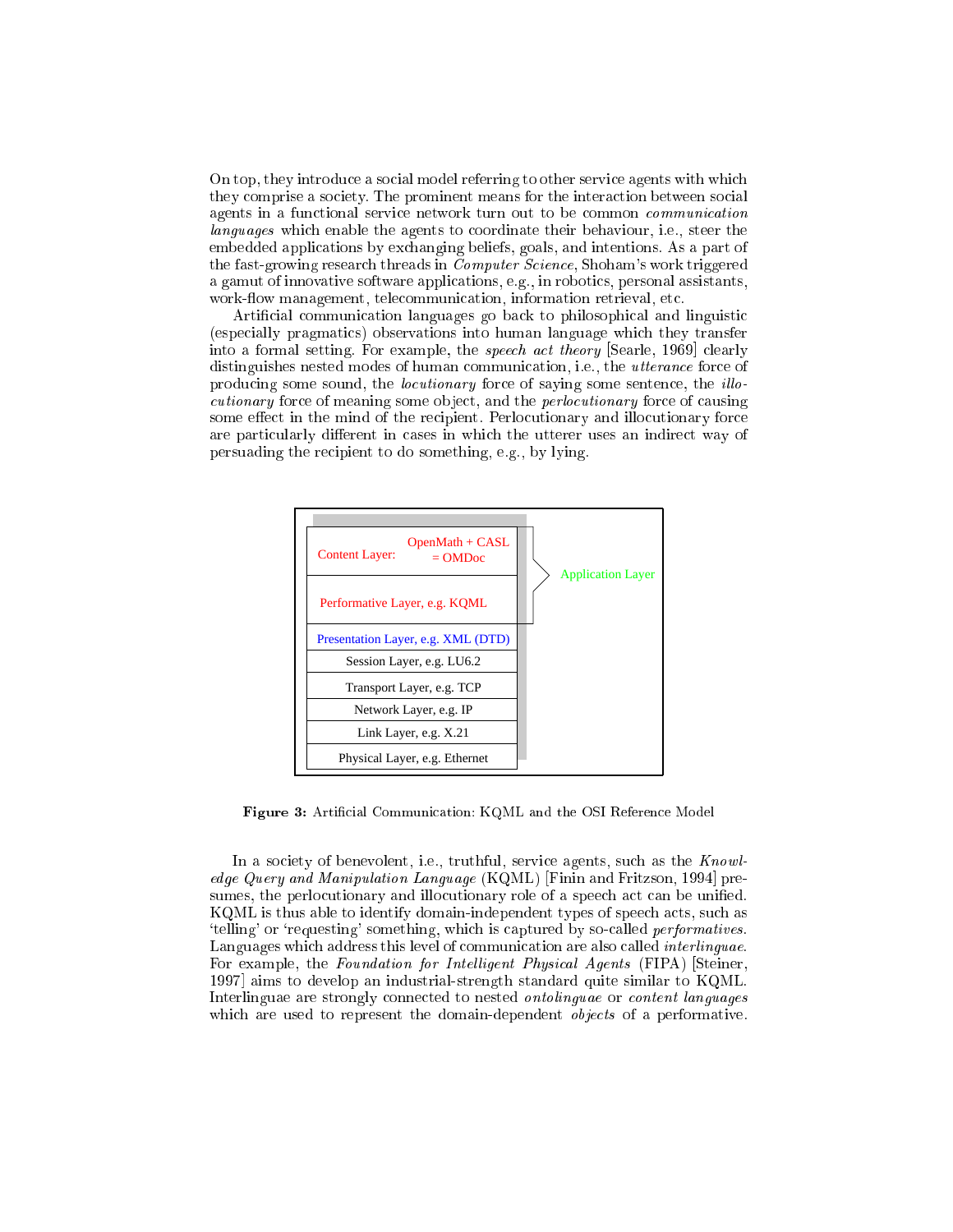On top, they introduce a social model referring to other service agents with which they comprise a society. The prominent means for the interaction between social agents in a functional service network turn out to be common *communication languages* which enable the agents to coordinate their behaviour, i.e., steer the embedded applications by exchanging beliefs, goals, and intentions. As a part of the fast-growing research threads in *Computer Science*, Shoham's work triggered a gamut of innovative software applications, e.g., in robotics, personal assistants, work-flow management, telecommunication, information retrieval, etc.

Artificial communication languages go back to philosophical and linguistic (especially pragmatics) observations into human language which they transfer into a formal setting. For example, the *speech act theory* [Searle, 1969] clearly distinguishes nested modes of human communication, i.e., the *utterance* force of producing some sound, the *locutionary* force of saying some sentence, the *illocutionary* force of meaning some object, and the *perlocutionary* force of causing some effect in the mind of the recipient. Perlocutionary and illocutionary force are particularly different in cases in which the utterer uses an indirect way of persuading the recipient to do something, e.g., by lying.

| Layer | |
|---|---|
| Content Layer: OpenMath + CASL = OMDoc | Application Layer |
| Performative Layer, e.g. KQML | Application Layer |
| Presentation Layer, e.g. XML (DTD) | |
| Session Layer, e.g. LU6.2 | |
| Transport Layer, e.g. TCP | |
| Network Layer, e.g. IP | |
| Link Layer, e.g. X.21 | |
| Physical Layer, e.g. Ethernet | |

**Figure 3:** Artificial Communication: KQML and the OSI Reference Model

In a society of benevolent, i.e., truthful, service agents, such as the *Knowledge Query and Manipulation Language* (KQML) [Finin and Fritzson, 1994] presumes, the perlocutionary and illocutionary role of a speech act can be unified. KQML is thus able to identify domain-independent types of speech acts, such as 'telling' or 'requesting' something, which is captured by so-called *performatives*. Languages which address this level of communication are also called *interlinguae*. For example, the *Foundation for Intelligent Physical Agents* (FIPA) [Steiner, 1997] aims to develop an industrial-strength standard quite similar to KQML. Interlinguae are strongly connected to nested *ontolinguae* or *content languages* which are used to represent the domain-dependent *objects* of a performative.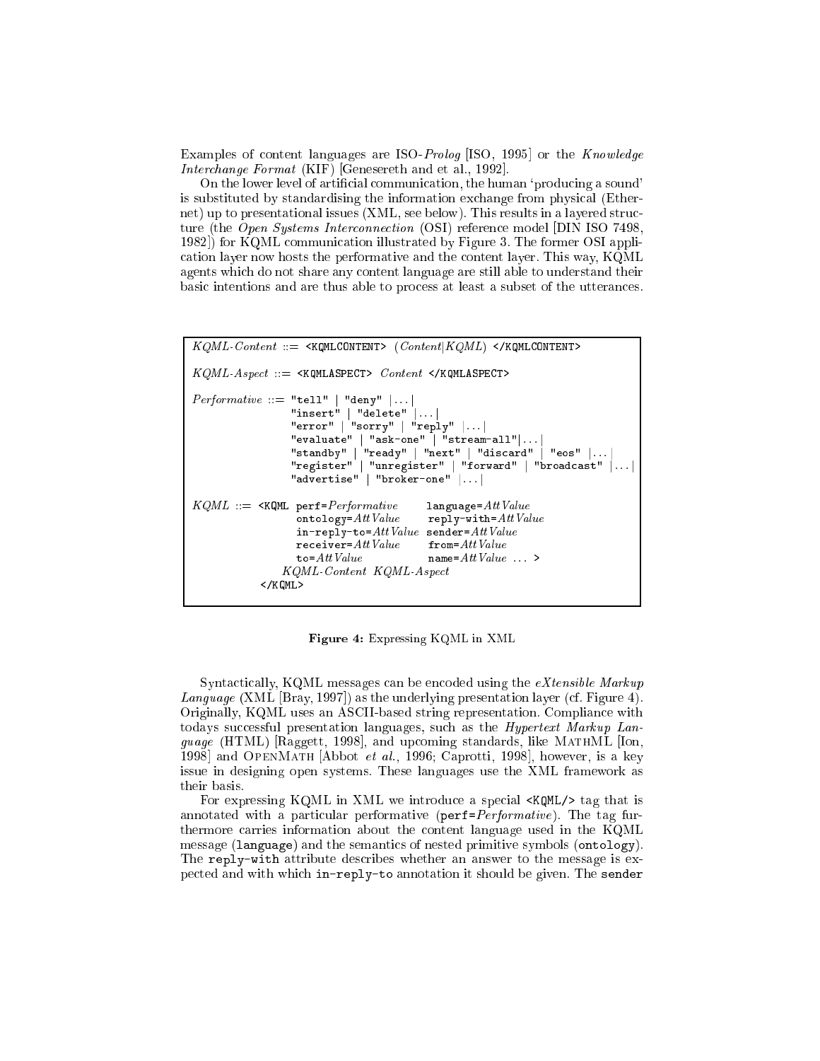Examples of content languages are ISO-*Prolog* [ISO, 1995] or the *Knowledge Interchange Format* (KIF) [Genesereth and et al., 1992].

On the lower level of artificial communication, the human 'producing a sound' is substituted by standardising the information exchange from physical (Ethernet) up to presentational issues (XML, see below). This results in a layered structure (the *Open Systems Interconnection* (OSI) reference model [DIN ISO 7498, 1982]) for KQML communication illustrated by Figure 3. The former OSI application layer now hosts the performative and the content layer. This way, KQML agents which do not share any content language are still able to understand their basic intentions and are thus able to process at least a subset of the utterances.

```
KQML-Content ::= <KQMLCONTENT> (Content|KQML) </KQMLCONTENT>

KQML-Aspect ::= <KQMLASPECT> Content </KQMLASPECT>

Performative ::= "tell" | "deny" |...|
                 "insert" | "delete" |...|
                 "error" | "sorry" | "reply" |...|
                 "evaluate" | "ask-one" | "stream-all"|...|
                 "standby" | "ready" | "next" | "discard" | "eos" |...|
                 "register" | "unregister" | "forward" | "broadcast" |...|
                 "advertise" | "broker-one" |...|

KQML ::= <KQML perf=Performative       language=AttValue
                ontology=AttValue      reply-with=AttValue
                in-reply-to=AttValue   sender=AttValue
                receiver=AttValue      from=AttValue
                to=AttValue            name=AttValue ... >
              KQML-Content  KQML-Aspect
          </KQML>
```

**Figure 4:** Expressing KQML in XML

Syntactically, KQML messages can be encoded using the *eXtensible Markup Language* (XML [Bray, 1997]) as the underlying presentation layer (cf. Figure 4). Originally, KQML uses an ASCII-based string representation. Compliance with todays successful presentation languages, such as the *Hypertext Markup Language* (HTML) [Raggett, 1998], and upcoming standards, like MathML [Ion, 1998] and OpenMath [Abbot *et al.*, 1996; Caprotti, 1998], however, is a key issue in designing open systems. These languages use the XML framework as their basis.

For expressing KQML in XML we introduce a special `<KQML/>` tag that is annotated with a particular performative (`perf=`*Performative*). The tag furthermore carries information about the content language used in the KQML message (`language`) and the semantics of nested primitive symbols (`ontology`). The `reply-with` attribute describes whether an answer to the message is expected and with which `in-reply-to` annotation it should be given. The `sender`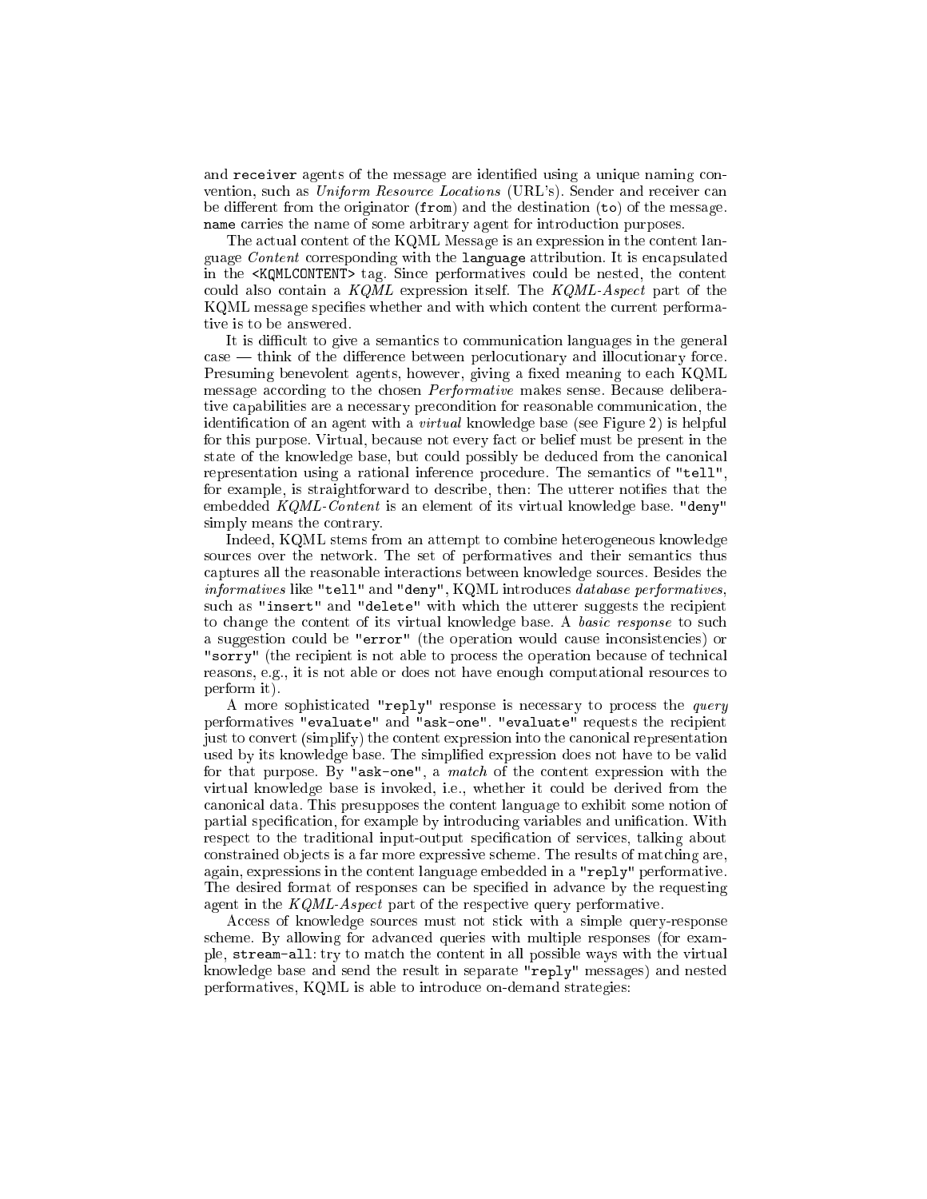and `receiver` agents of the message are identified using a unique naming convention, such as *Uniform Resource Locations* (URL's). Sender and receiver can be different from the originator (`from`) and the destination (`to`) of the message. `name` carries the name of some arbitrary agent for introduction purposes.

The actual content of the KQML Message is an expression in the content language *Content* corresponding with the `language` attribution. It is encapsulated in the `<KQMLCONTENT>` tag. Since performatives could be nested, the content could also contain a *KQML* expression itself. The *KQML-Aspect* part of the KQML message specifies whether and with which content the current performative is to be answered.

It is difficult to give a semantics to communication languages in the general case — think of the difference between perlocutionary and illocutionary force. Presuming benevolent agents, however, giving a fixed meaning to each KQML message according to the chosen *Performative* makes sense. Because deliberative capabilities are a necessary precondition for reasonable communication, the identification of an agent with a *virtual* knowledge base (see Figure 2) is helpful for this purpose. Virtual, because not every fact or belief must be present in the state of the knowledge base, but could possibly be deduced from the canonical representation using a rational inference procedure. The semantics of `"tell"`, for example, is straightforward to describe, then: The utterer notifies that the embedded *KQML-Content* is an element of its virtual knowledge base. `"deny"` simply means the contrary.

Indeed, KQML stems from an attempt to combine heterogeneous knowledge sources over the network. The set of performatives and their semantics thus captures all the reasonable interactions between knowledge sources. Besides the *informatives* like `"tell"` and `"deny"`, KQML introduces *database performatives*, such as `"insert"` and `"delete"` with which the utterer suggests the recipient to change the content of its virtual knowledge base. A *basic response* to such a suggestion could be `"error"` (the operation would cause inconsistencies) or `"sorry"` (the recipient is not able to process the operation because of technical reasons, e.g., it is not able or does not have enough computational resources to perform it).

A more sophisticated `"reply"` response is necessary to process the *query* performatives `"evaluate"` and `"ask-one"`. `"evaluate"` requests the recipient just to convert (simplify) the content expression into the canonical representation used by its knowledge base. The simplified expression does not have to be valid for that purpose. By `"ask-one"`, a *match* of the content expression with the virtual knowledge base is invoked, i.e., whether it could be derived from the canonical data. This presupposes the content language to exhibit some notion of partial specification, for example by introducing variables and unification. With respect to the traditional input-output specification of services, talking about constrained objects is a far more expressive scheme. The results of matching are, again, expressions in the content language embedded in a `"reply"` performative. The desired format of responses can be specified in advance by the requesting agent in the *KQML-Aspect* part of the respective query performative.

Access of knowledge sources must not stick with a simple query-response scheme. By allowing for advanced queries with multiple responses (for example, `stream-all`: try to match the content in all possible ways with the virtual knowledge base and send the result in separate `"reply"` messages) and nested performatives, KQML is able to introduce on-demand strategies: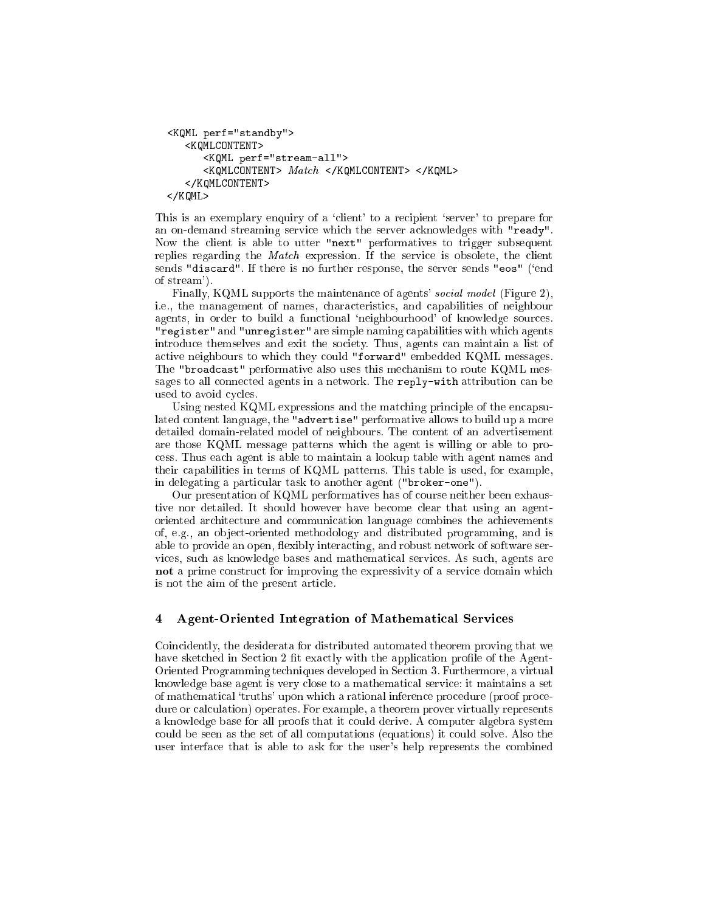```
<KQML perf="standby">
   <KQMLCONTENT>
      <KQML perf="stream-all">
      <KQMLCONTENT> Match </KQMLCONTENT> </KQML>
   </KQMLCONTENT>
</KQML>
```

This is an exemplary enquiry of a 'client' to a recipient 'server' to prepare for an on-demand streaming service which the server acknowledges with `"ready"`. Now the client is able to utter `"next"` performatives to trigger subsequent replies regarding the *Match* expression. If the service is obsolete, the client sends `"discard"`. If there is no further response, the server sends `"eos"` ('end of stream').

Finally, KQML supports the maintenance of agents' *social model* (Figure 2), i.e., the management of names, characteristics, and capabilities of neighbour agents, in order to build a functional 'neighbourhood' of knowledge sources. `"register"` and `"unregister"` are simple naming capabilities with which agents introduce themselves and exit the society. Thus, agents can maintain a list of active neighbours to which they could `"forward"` embedded KQML messages. The `"broadcast"` performative also uses this mechanism to route KQML messages to all connected agents in a network. The `reply-with` attribution can be used to avoid cycles.

Using nested KQML expressions and the matching principle of the encapsulated content language, the `"advertise"` performative allows to build up a more detailed domain-related model of neighbours. The content of an advertisement are those KQML message patterns which the agent is willing or able to process. Thus each agent is able to maintain a lookup table with agent names and their capabilities in terms of KQML patterns. This table is used, for example, in delegating a particular task to another agent (`"broker-one"`).

Our presentation of KQML performatives has of course neither been exhaustive nor detailed. It should however have become clear that using an agent-oriented architecture and communication language combines the achievements of, e.g., an object-oriented methodology and distributed programming, and is able to provide an open, flexibly interacting, and robust network of software services, such as knowledge bases and mathematical services. As such, agents are **not** a prime construct for improving the expressivity of a service domain which is not the aim of the present article.

## 4 Agent-Oriented Integration of Mathematical Services

Coincidently, the desiderata for distributed automated theorem proving that we have sketched in Section 2 fit exactly with the application profile of the Agent-Oriented Programming techniques developed in Section 3. Furthermore, a virtual knowledge base agent is very close to a mathematical service: it maintains a set of mathematical 'truths' upon which a rational inference procedure (proof procedure or calculation) operates. For example, a theorem prover virtually represents a knowledge base for all proofs that it could derive. A computer algebra system could be seen as the set of all computations (equations) it could solve. Also the user interface that is able to ask for the user's help represents the combined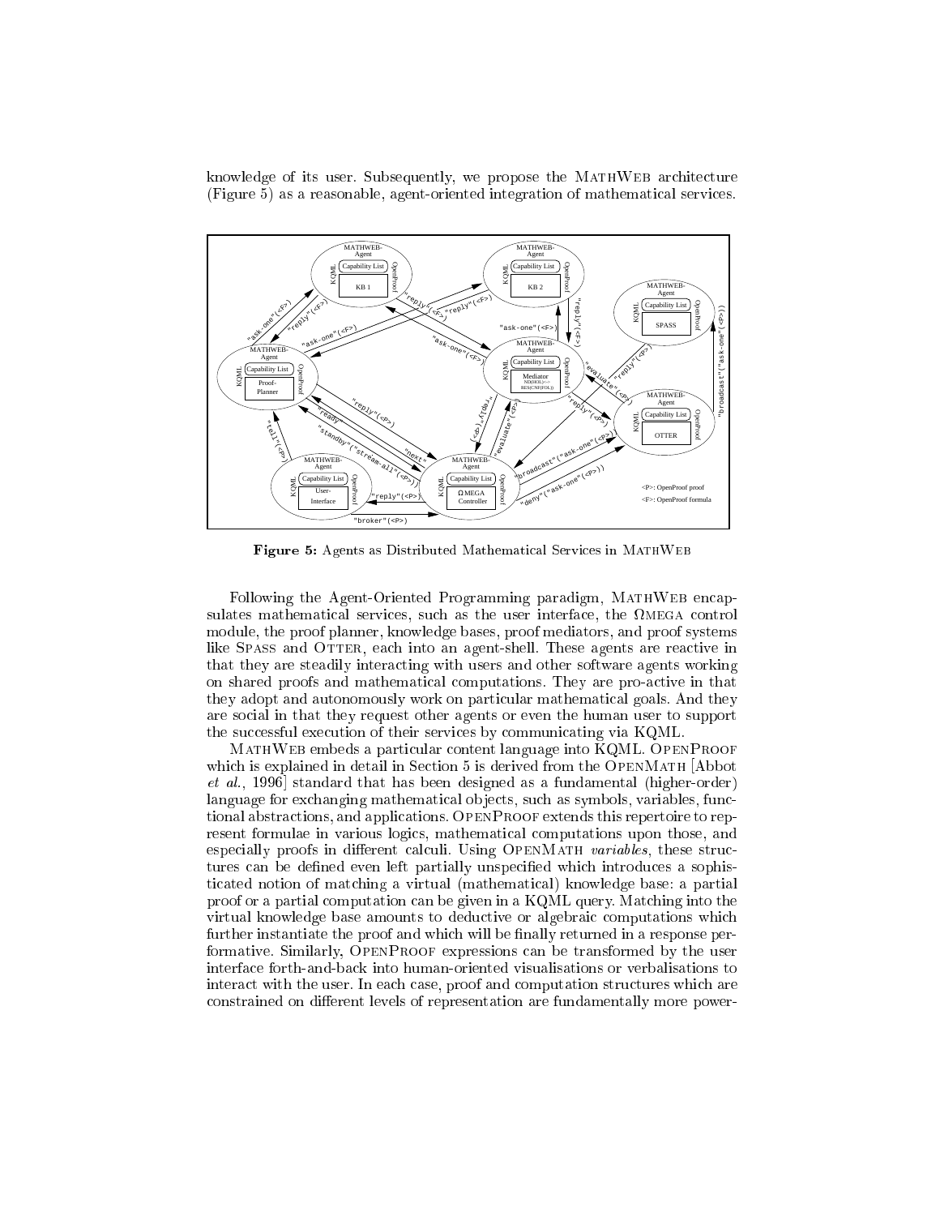knowledge of its user. Subsequently, we propose the MathWeb architecture (Figure 5) as a reasonable, agent-oriented integration of mathematical services.

**Figure 5:** Agents as Distributed Mathematical Services in MathWeb

Following the Agent-Oriented Programming paradigm, MathWeb encapsulates mathematical services, such as the user interface, the $\Omega$mega control module, the proof planner, knowledge bases, proof mediators, and proof systems like Spass and Otter, each into an agent-shell. These agents are reactive in that they are steadily interacting with users and other software agents working on shared proofs and mathematical computations. They are pro-active in that they adopt and autonomously work on particular mathematical goals. And they are social in that they request other agents or even the human user to support the successful execution of their services by communicating via KQML.

MathWeb embeds a particular content language into KQML. OpenProof which is explained in detail in Section 5 is derived from the OpenMath [Abbot *et al.*, 1996] standard that has been designed as a fundamental (higher-order) language for exchanging mathematical objects, such as symbols, variables, functional abstractions, and applications. OpenProof extends this repertoire to represent formulae in various logics, mathematical computations upon those, and especially proofs in different calculi. Using OpenMath *variables*, these structures can be defined even left partially unspecified which introduces a sophisticated notion of matching a virtual (mathematical) knowledge base: a partial proof or a partial computation can be given in a KQML query. Matching into the virtual knowledge base amounts to deductive or algebraic computations which further instantiate the proof and which will be finally returned in a response performative. Similarly, OpenProof expressions can be transformed by the user interface forth-and-back into human-oriented visualisations or verbalisations to interact with the user. In each case, proof and computation structures which are constrained on different levels of representation are fundamentally more power-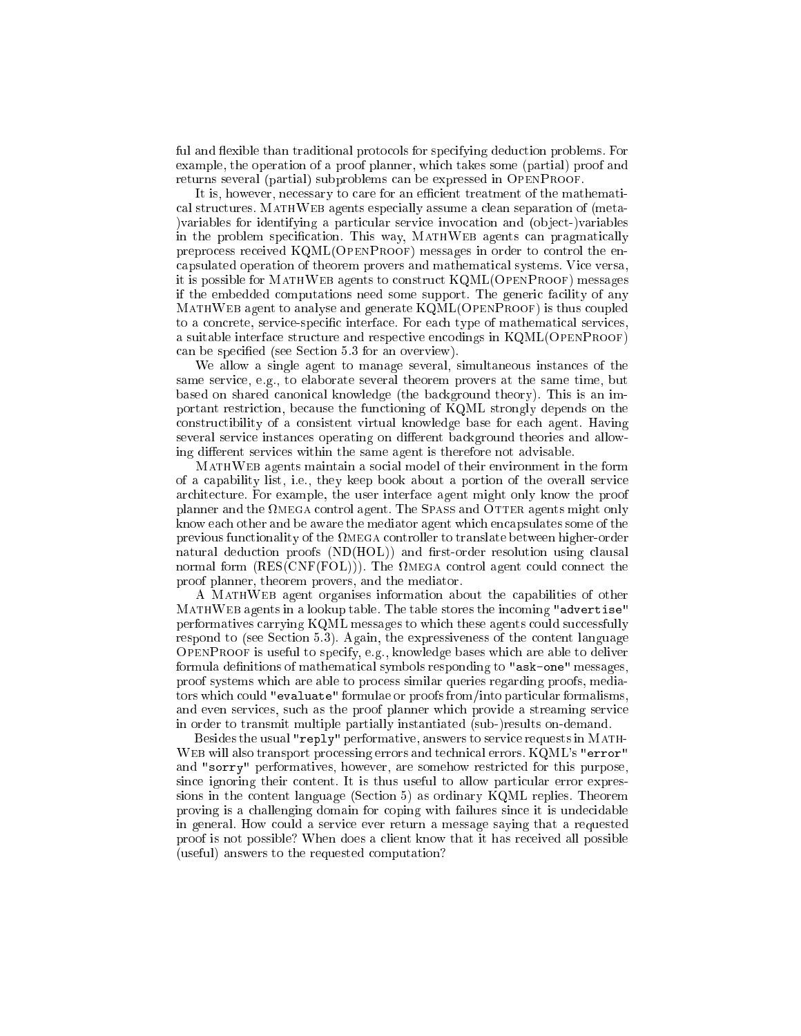ful and flexible than traditional protocols for specifying deduction problems. For example, the operation of a proof planner, which takes some (partial) proof and returns several (partial) subproblems can be expressed in OpenProof.

It is, however, necessary to care for an efficient treatment of the mathematical structures. MathWeb agents especially assume a clean separation of (meta-)variables for identifying a particular service invocation and (object-)variables in the problem specification. This way, MathWeb agents can pragmatically preprocess received KQML(OpenProof) messages in order to control the encapsulated operation of theorem provers and mathematical systems. Vice versa, it is possible for MathWeb agents to construct KQML(OpenProof) messages if the embedded computations need some support. The generic facility of any MathWeb agent to analyse and generate KQML(OpenProof) is thus coupled to a concrete, service-specific interface. For each type of mathematical services, a suitable interface structure and respective encodings in KQML(OpenProof) can be specified (see Section 5.3 for an overview).

We allow a single agent to manage several, simultaneous instances of the same service, e.g., to elaborate several theorem provers at the same time, but based on shared canonical knowledge (the background theory). This is an important restriction, because the functioning of KQML strongly depends on the constructibility of a consistent virtual knowledge base for each agent. Having several service instances operating on different background theories and allowing different services within the same agent is therefore not advisable.

MathWeb agents maintain a social model of their environment in the form of a capability list, i.e., they keep book about a portion of the overall service architecture. For example, the user interface agent might only know the proof planner and the Ωmega control agent. The Spass and Otter agents might only know each other and be aware the mediator agent which encapsulates some of the previous functionality of the Ωmega controller to translate between higher-order natural deduction proofs (ND(HOL)) and first-order resolution using clausal normal form (RES(CNF(FOL))). The Ωmega control agent could connect the proof planner, theorem provers, and the mediator.

A MathWeb agent organises information about the capabilities of other MathWeb agents in a lookup table. The table stores the incoming `"advertise"` performatives carrying KQML messages to which these agents could successfully respond to (see Section 5.3). Again, the expressiveness of the content language OpenProof is useful to specify, e.g., knowledge bases which are able to deliver formula definitions of mathematical symbols responding to `"ask-one"` messages, proof systems which are able to process similar queries regarding proofs, mediators which could `"evaluate"` formulae or proofs from/into particular formalisms, and even services, such as the proof planner which provide a streaming service in order to transmit multiple partially instantiated (sub-)results on-demand.

Besides the usual `"reply"` performative, answers to service requests in MathWeb will also transport processing errors and technical errors. KQML's `"error"` and `"sorry"` performatives, however, are somehow restricted for this purpose, since ignoring their content. It is thus useful to allow particular error expressions in the content language (Section 5) as ordinary KQML replies. Theorem proving is a challenging domain for coping with failures since it is undecidable in general. How could a service ever return a message saying that a requested proof is not possible? When does a client know that it has received all possible (useful) answers to the requested computation?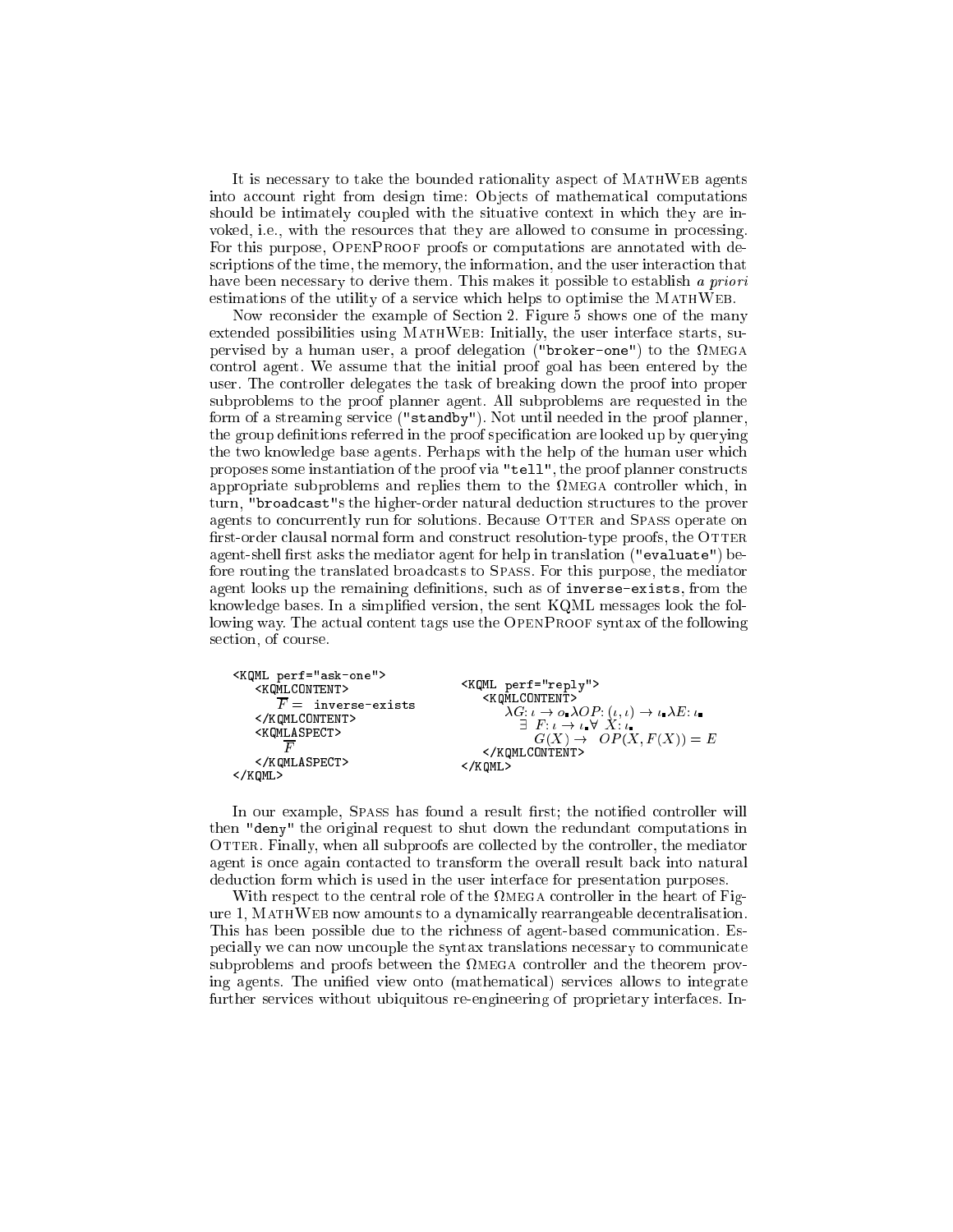It is necessary to take the bounded rationality aspect of MathWeb agents into account right from design time: Objects of mathematical computations should be intimately coupled with the situative context in which they are invoked, i.e., with the resources that they are allowed to consume in processing. For this purpose, OpenProof proofs or computations are annotated with descriptions of the time, the memory, the information, and the user interaction that have been necessary to derive them. This makes it possible to establish *a priori* estimations of the utility of a service which helps to optimise the MathWeb.

Now reconsider the example of Section 2. Figure 5 shows one of the many extended possibilities using MathWeb: Initially, the user interface starts, supervised by a human user, a proof delegation (`"broker-one"`) to the ΩMEGA control agent. We assume that the initial proof goal has been entered by the user. The controller delegates the task of breaking down the proof into proper subproblems to the proof planner agent. All subproblems are requested in the form of a streaming service (`"standby"`). Not until needed in the proof planner, the group definitions referred in the proof specification are looked up by querying the two knowledge base agents. Perhaps with the help of the human user which proposes some instantiation of the proof via `"tell"`, the proof planner constructs appropriate subproblems and replies them to the ΩMEGA controller which, in turn, `"broadcast"`s the higher-order natural deduction structures to the prover agents to concurrently run for solutions. Because Otter and Spass operate on first-order clausal normal form and construct resolution-type proofs, the Otter agent-shell first asks the mediator agent for help in translation (`"evaluate"`) before routing the translated broadcasts to Spass. For this purpose, the mediator agent looks up the remaining definitions, such as of `inverse-exists`, from the knowledge bases. In a simplified version, the sent KQML messages look the following way. The actual content tags use the OpenProof syntax of the following section, of course.

```
<KQML perf="ask-one">
   <KQMLCONTENT>
      F̄ =  inverse-exists
   </KQMLCONTENT>
   <KQMLASPECT>
      F̄
   </KQMLASPECT>
</KQML>
```

```
<KQML perf="reply">
   <KQMLCONTENT>
      λG: ι → o. λOP: (ι, ι) → ι. λE: ι.
         ∃ F: ι → ι. ∀ X: ι.
            G(X) → OP(X, F(X)) = E
   </KQMLCONTENT>
</KQML>
```

In our example, Spass has found a result first; the notified controller will then `"deny"` the original request to shut down the redundant computations in Otter. Finally, when all subproofs are collected by the controller, the mediator agent is once again contacted to transform the overall result back into natural deduction form which is used in the user interface for presentation purposes.

With respect to the central role of the ΩMEGA controller in the heart of Figure 1, MathWeb now amounts to a dynamically rearrangeable decentralisation. This has been possible due to the richness of agent-based communication. Especially we can now uncouple the syntax translations necessary to communicate subproblems and proofs between the ΩMEGA controller and the theorem proving agents. The unified view onto (mathematical) services allows to integrate further services without ubiquitous re-engineering of proprietary interfaces. In-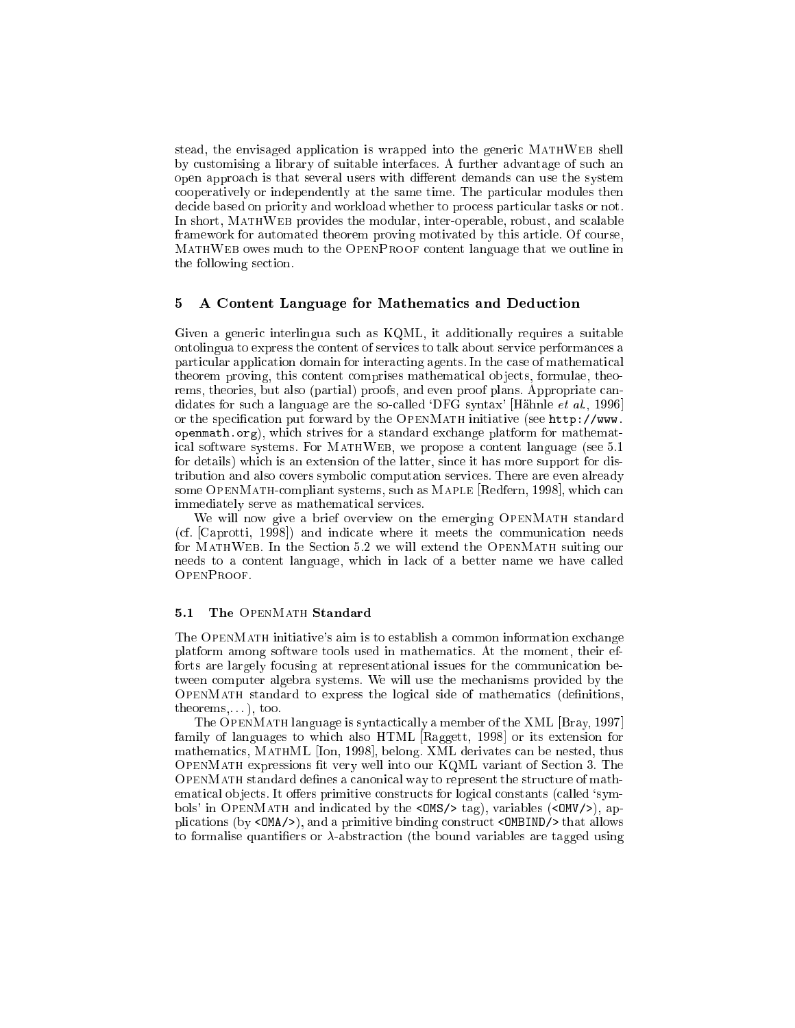stead, the envisaged application is wrapped into the generic MathWeb shell by customising a library of suitable interfaces. A further advantage of such an open approach is that several users with different demands can use the system cooperatively or independently at the same time. The particular modules then decide based on priority and workload whether to process particular tasks or not. In short, MathWeb provides the modular, inter-operable, robust, and scalable framework for automated theorem proving motivated by this article. Of course, MathWeb owes much to the OpenProof content language that we outline in the following section.

## 5 A Content Language for Mathematics and Deduction

Given a generic interlingua such as KQML, it additionally requires a suitable ontolingua to express the content of services to talk about service performances a particular application domain for interacting agents. In the case of mathematical theorem proving, this content comprises mathematical objects, formulae, theorems, theories, but also (partial) proofs, and even proof plans. Appropriate candidates for such a language are the so-called 'DFG syntax' [Hähnle *et al.*, 1996] or the specification put forward by the OpenMath initiative (see `http://www.openmath.org`), which strives for a standard exchange platform for mathematical software systems. For MathWeb, we propose a content language (see 5.1 for details) which is an extension of the latter, since it has more support for distribution and also covers symbolic computation services. There are even already some OpenMath-compliant systems, such as Maple [Redfern, 1998], which can immediately serve as mathematical services.

We will now give a brief overview on the emerging OpenMath standard (cf. [Caprotti, 1998]) and indicate where it meets the communication needs for MathWeb. In the Section 5.2 we will extend the OpenMath suiting our needs to a content language, which in lack of a better name we have called OpenProof.

### 5.1 The OpenMath Standard

The OpenMath initiative's aim is to establish a common information exchange platform among software tools used in mathematics. At the moment, their efforts are largely focusing at representational issues for the communication between computer algebra systems. We will use the mechanisms provided by the OpenMath standard to express the logical side of mathematics (definitions, theorems,…), too.

The OpenMath language is syntactically a member of the XML [Bray, 1997] family of languages to which also HTML [Raggett, 1998] or its extension for mathematics, MathML [Ion, 1998], belong. XML derivates can be nested, thus OpenMath expressions fit very well into our KQML variant of Section 3. The OpenMath standard defines a canonical way to represent the structure of mathematical objects. It offers primitive constructs for logical constants (called 'symbols' in OpenMath and indicated by the `<OMS/>` tag), variables (`<OMV/>`), applications (by `<OMA/>`), and a primitive binding construct `<OMBIND/>` that allows to formalise quantifiers or $\lambda$-abstraction (the bound variables are tagged using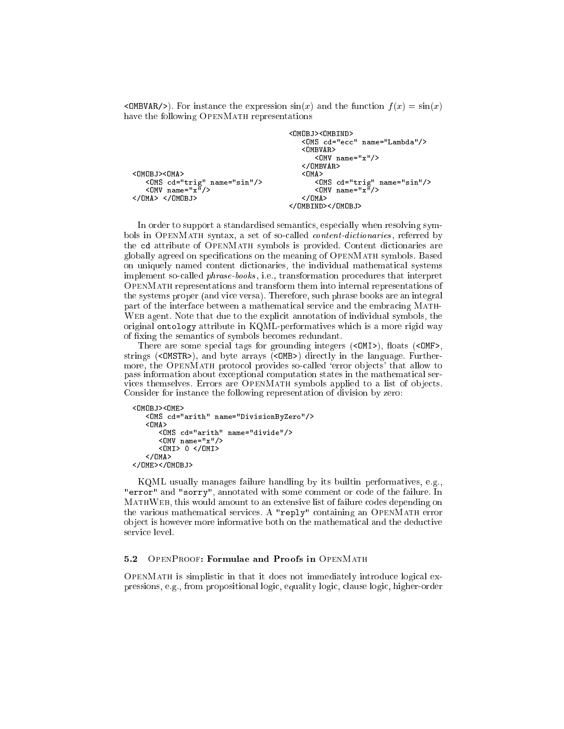`<OMBVAR/>`). For instance the expression $\sin(x)$ and the function $f(x) = \sin(x)$ have the following OpenMath representations

```
<OMOBJ><OMA>
   <OMS cd="trig" name="sin"/>
   <OMV name="x"/>
</OMA> </OMOBJ>
```

```
<OMOBJ><OMBIND>
   <OMS cd="ecc" name="Lambda"/>
   <OMBVAR>
      <OMV name="x"/>
   </OMBVAR>
   <OMA>
      <OMS cd="trig" name="sin"/>
      <OMV name="x"/>
   </OMA>
</OMBIND></OMOBJ>
```

In order to support a standardised semantics, especially when resolving symbols in OpenMath syntax, a set of so-called *content-dictionaries*, referred by the `cd` attribute of OpenMath symbols is provided. Content dictionaries are globally agreed on specifications on the meaning of OpenMath symbols. Based on uniquely named content dictionaries, the individual mathematical systems implement so-called *phrase-books*, i.e., transformation procedures that interpret OpenMath representations and transform them into internal representations of the systems proper (and vice versa). Therefore, such phrase books are an integral part of the interface between a mathematical service and the embracing MathWeb agent. Note that due to the explicit annotation of individual symbols, the original `ontology` attribute in KQML-performatives which is a more rigid way of fixing the semantics of symbols becomes redundant.

There are some special tags for grounding integers (`<OMI>`), floats (`<OMF>`, strings (`<OMSTR>`), and byte arrays (`<OMB>`) directly in the language. Furthermore, the OpenMath protocol provides so-called 'error objects' that allow to pass information about exceptional computation states in the mathematical services themselves. Errors are OpenMath symbols applied to a list of objects. Consider for instance the following representation of division by zero:

```
<OMOBJ><OME>
   <OMS cd="arith" name="DivisionByZero"/>
   <OMA>
      <OMS cd="arith" name="divide"/>
      <OMV name="x"/>
      <OMI> 0 </OMI>
   </OMA>
</OME></OMOBJ>
```

KQML usually manages failure handling by its builtin performatives, e.g., `"error"` and `"sorry"`, annotated with some comment or code of the failure. In MathWeb, this would amount to an extensive list of failure codes depending on the various mathematical services. A `"reply"` containing an OpenMath error object is however more informative both on the mathematical and the deductive service level.

### 5.2 OpenProof: Formulae and Proofs in OpenMath

OpenMath is simplistic in that it does not immediately introduce logical expressions, e.g., from propositional logic, equality logic, clause logic, higher-order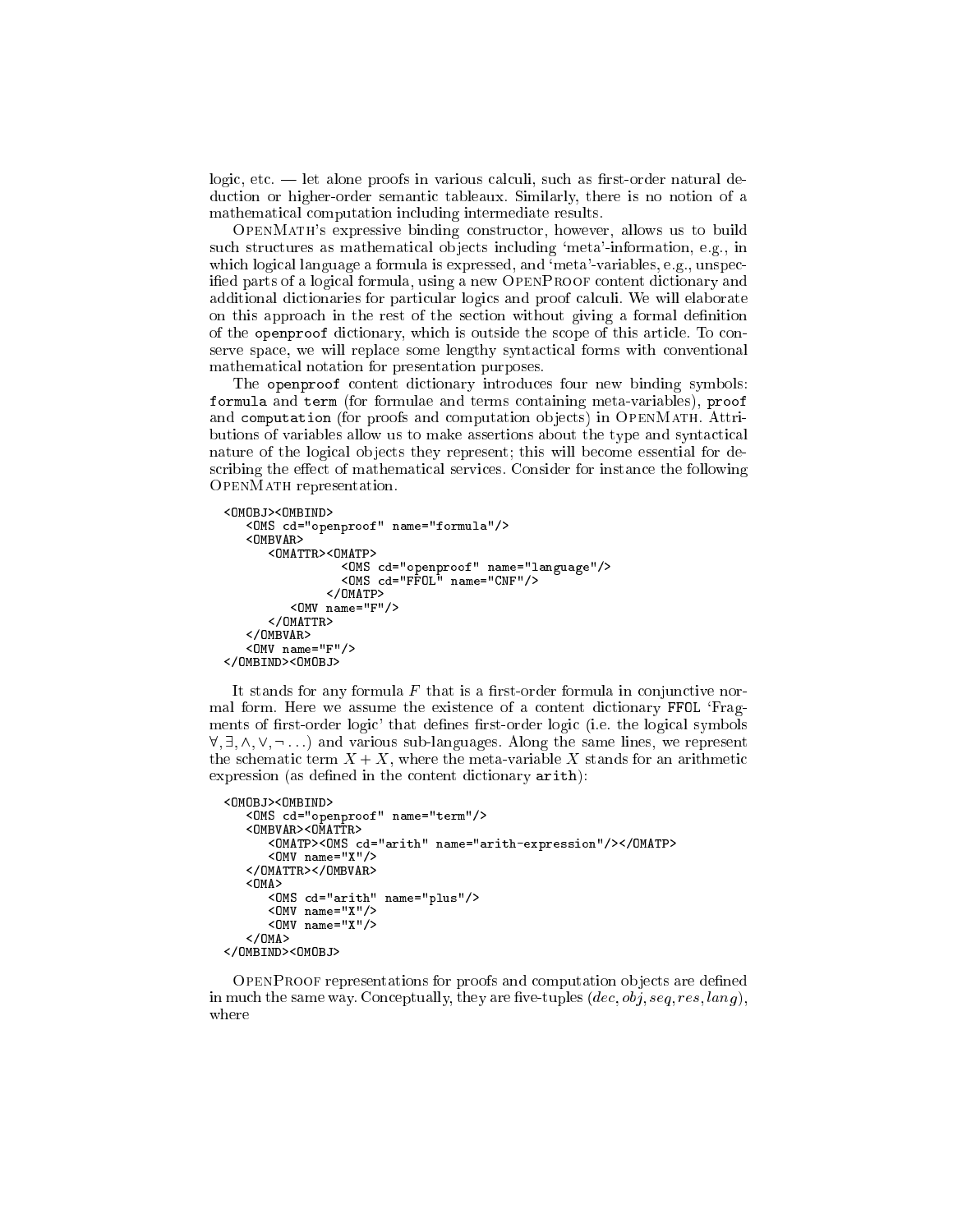logic, etc. — let alone proofs in various calculi, such as first-order natural deduction or higher-order semantic tableaux. Similarly, there is no notion of a mathematical computation including intermediate results.

OpenMath's expressive binding constructor, however, allows us to build such structures as mathematical objects including 'meta'-information, e.g., in which logical language a formula is expressed, and 'meta'-variables, e.g., unspecified parts of a logical formula, using a new OpenProof content dictionary and additional dictionaries for particular logics and proof calculi. We will elaborate on this approach in the rest of the section without giving a formal definition of the `openproof` dictionary, which is outside the scope of this article. To conserve space, we will replace some lengthy syntactical forms with conventional mathematical notation for presentation purposes.

The `openproof` content dictionary introduces four new binding symbols: `formula` and `term` (for formulae and terms containing meta-variables), `proof` and `computation` (for proofs and computation objects) in OpenMath. Attributions of variables allow us to make assertions about the type and syntactical nature of the logical objects they represent; this will become essential for describing the effect of mathematical services. Consider for instance the following OpenMath representation.

```
<OMOBJ><OMBIND>
   <OMS cd="openproof" name="formula"/>
   <OMBVAR>
      <OMATTR><OMATP>
                <OMS cd="openproof" name="language"/>
                <OMS cd="FFOL" name="CNF"/>
              </OMATP>
         <OMV name="F"/>
      </OMATTR>
   </OMBVAR>
   <OMV name="F"/>
</OMBIND><OMOBJ>
```

It stands for any formula $F$ that is a first-order formula in conjunctive normal form. Here we assume the existence of a content dictionary `FFOL` 'Fragments of first-order logic' that defines first-order logic (i.e. the logical symbols $\forall, \exists, \wedge, \vee, \neg \ldots$) and various sub-languages. Along the same lines, we represent the schematic term $X + X$, where the meta-variable $X$ stands for an arithmetic expression (as defined in the content dictionary `arith`):

```
<OMOBJ><OMBIND>
   <OMS cd="openproof" name="term"/>
   <OMBVAR><OMATTR>
      <OMATP><OMS cd="arith" name="arith-expression"/></OMATP>
      <OMV name="X"/>
   </OMATTR></OMBVAR>
   <OMA>
      <OMS cd="arith" name="plus"/>
      <OMV name="X"/>
      <OMV name="X"/>
   </OMA>
</OMBIND><OMOBJ>
```

OpenProof representations for proofs and computation objects are defined in much the same way. Conceptually, they are five-tuples $(dec, obj, seq, res, lang)$, where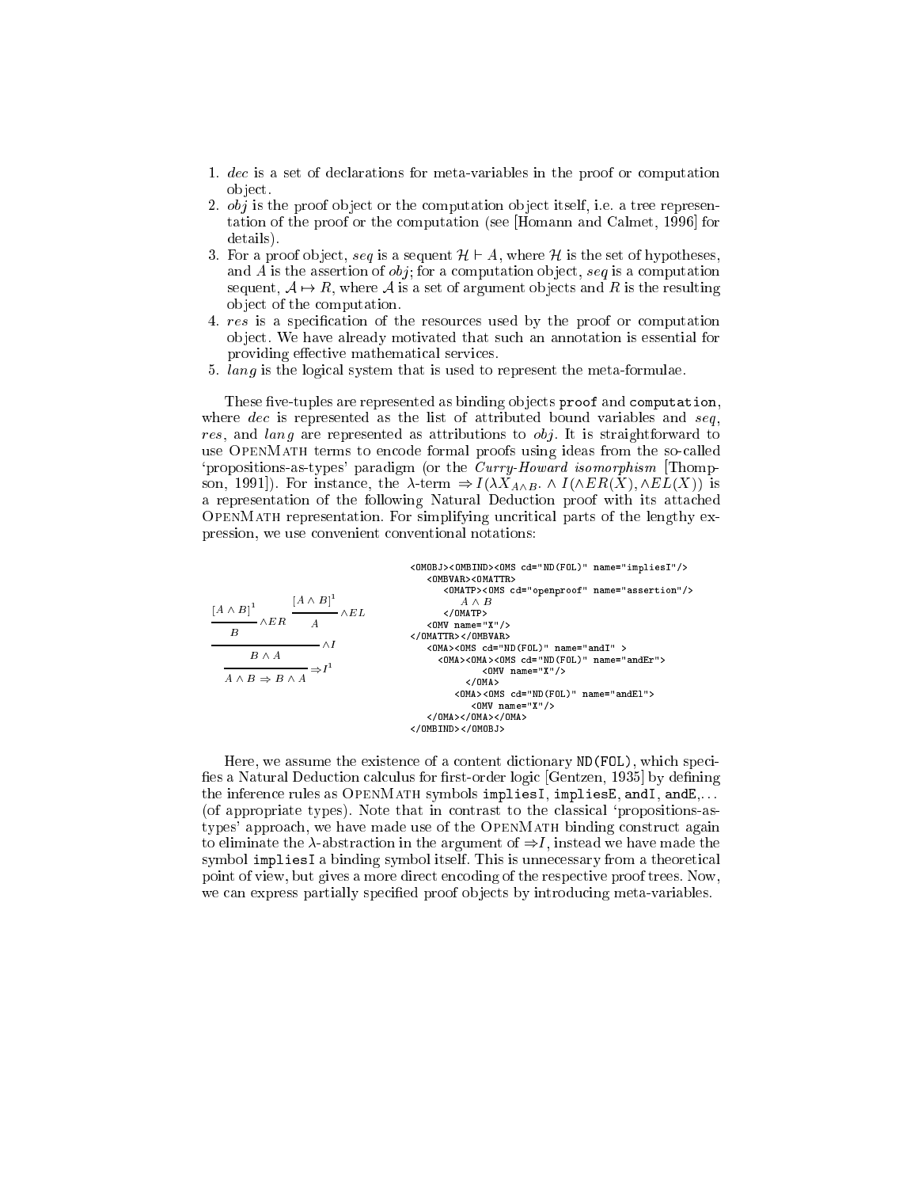1. *dec* is a set of declarations for meta-variables in the proof or computation object.
2. *obj* is the proof object or the computation object itself, i.e. a tree representation of the proof or the computation (see [Homann and Calmet, 1996] for details).
3. For a proof object, *seq* is a sequent $\mathcal{H} \vdash A$, where $\mathcal{H}$ is the set of hypotheses, and $A$ is the assertion of *obj*; for a computation object, *seq* is a computation sequent, $\mathcal{A} \mapsto R$, where $\mathcal{A}$ is a set of argument objects and $R$ is the resulting object of the computation.
4. *res* is a specification of the resources used by the proof or computation object. We have already motivated that such an annotation is essential for providing effective mathematical services.
5. *lang* is the logical system that is used to represent the meta-formulae.

These five-tuples are represented as binding objects `proof` and `computation`, where *dec* is represented as the list of attributed bound variables and *seq*, *res*, and *lang* are represented as attributions to *obj*. It is straightforward to use OpenMath terms to encode formal proofs using ideas from the so-called 'propositions-as-types' paradigm (or the *Curry-Howard isomorphism* [Thompson, 1991]). For instance, the $\lambda$-term $\Rightarrow I(\lambda X_{A \wedge B}. \wedge I(\wedge ER(X), \wedge EL(X))$ is a representation of the following Natural Deduction proof with its attached OpenMath representation. For simplifying uncritical parts of the lengthy expression, we use convenient conventional notations:

$$\dfrac{\dfrac{\dfrac{[A \wedge B]^1}{B}\wedge ER \qquad \dfrac{[A \wedge B]^1}{A}\wedge EL}{B \wedge A}\wedge I}{A \wedge B \Rightarrow B \wedge A}\Rightarrow I^1$$

```
<OMOBJ><OMBIND><OMS cd="ND(FOL)" name="impliesI"/>
   <OMBVAR><OMATTR>
      <OMATP><OMS cd="openproof" name="assertion"/>
         A ∧ B
      </OMATP>
   <OMV name="X"/>
</OMATTR></OMBVAR>
   <OMA><OMS cd="ND(FOL)" name="andI" >
      <OMA><OMA><OMS cd="ND(FOL)" name="andEr">
             <OMV name="X"/>
         </OMA>
       <OMA><OMS cd="ND(FOL)" name="andEl">
           <OMV name="X"/>
   </OMA></OMA></OMA>
</OMBIND></OMOBJ>
```

Here, we assume the existence of a content dictionary `ND(FOL)`, which specifies a Natural Deduction calculus for first-order logic [Gentzen, 1935] by defining the inference rules as OpenMath symbols `impliesI`, `impliesE`, `andI`, `andE`,... (of appropriate types). Note that in contrast to the classical 'propositions-as-types' approach, we have made use of the OpenMath binding construct again to eliminate the $\lambda$-abstraction in the argument of $\Rightarrow I$, instead we have made the symbol `impliesI` a binding symbol itself. This is unnecessary from a theoretical point of view, but gives a more direct encoding of the respective proof trees. Now, we can express partially specified proof objects by introducing meta-variables.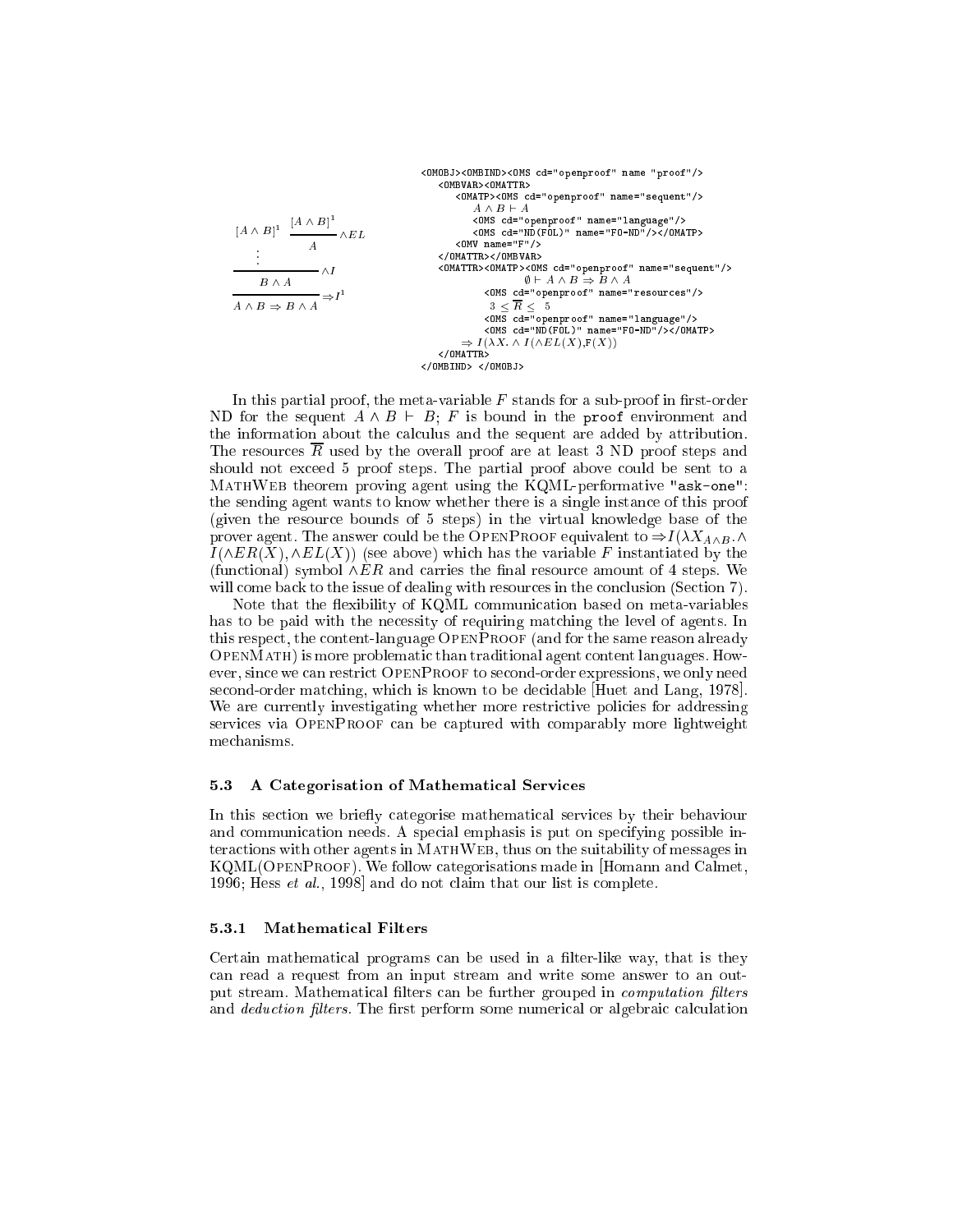$$
\dfrac{\dfrac{\begin{matrix}[A \wedge B]^1 & \dfrac{[A \wedge B]^1}{A}\wedge EL \\ \vdots & \end{matrix}}{B \wedge A}\wedge I}{A \wedge B \Rightarrow B \wedge A}\Rightarrow I^1
$$

```
<OMOBJ><OMBIND><OMS cd="openproof" name "proof"/>
   <OMBVAR><OMATTR>
      <OMATP><OMS cd="openproof" name="sequent"/>
         A ∧ B ⊢ A
         <OMS cd="openproof" name="language"/>
         <OMS cd="ND(FOL)" name="FO-ND"/></OMATP>
      <OMV name="F"/>
   </OMATTR></OMBVAR>
   <OMATTR><OMATP><OMS cd="openproof" name="sequent"/>
                  ∅ ⊢ A ∧ B ⇒ B ∧ A
         <OMS cd="openproof" name="resources"/>
          3 ≤ R̄ ≤  5
         <OMS cd="openproof" name="language"/>
         <OMS cd="ND(FOL)" name="FO-ND"/></OMATP>
      ⇒ I(λX. ∧ I(∧EL(X),F(X))
   </OMATTR>
</OMBIND> </OMOBJ>
```

In this partial proof, the meta-variable $F$ stands for a sub-proof in first-order ND for the sequent $A \wedge B \vdash B$; $F$ is bound in the `proof` environment and the information about the calculus and the sequent are added by attribution. The resources $\overline{R}$ used by the overall proof are at least 3 ND proof steps and should not exceed 5 proof steps. The partial proof above could be sent to a MathWeb theorem proving agent using the KQML-performative `"ask-one"`: the sending agent wants to know whether there is a single instance of this proof (given the resource bounds of 5 steps) in the virtual knowledge base of the prover agent. The answer could be the OpenProof equivalent to $\Rightarrow I(\lambda X_{A \wedge B}. \wedge I(\wedge ER(X), \wedge EL(X))$ (see above) which has the variable $F$ instantiated by the (functional) symbol $\wedge ER$ and carries the final resource amount of 4 steps. We will come back to the issue of dealing with resources in the conclusion (Section 7).

Note that the flexibility of KQML communication based on meta-variables has to be paid with the necessity of requiring matching the level of agents. In this respect, the content-language OpenProof (and for the same reason already OpenMath) is more problematic than traditional agent content languages. However, since we can restrict OpenProof to second-order expressions, we only need second-order matching, which is known to be decidable [Huet and Lang, 1978]. We are currently investigating whether more restrictive policies for addressing services via OpenProof can be captured with comparably more lightweight mechanisms.

### 5.3 A Categorisation of Mathematical Services

In this section we briefly categorise mathematical services by their behaviour and communication needs. A special emphasis is put on specifying possible interactions with other agents in MathWeb, thus on the suitability of messages in KQML(OpenProof). We follow categorisations made in [Homann and Calmet, 1996; Hess *et al.*, 1998] and do not claim that our list is complete.

#### 5.3.1 Mathematical Filters

Certain mathematical programs can be used in a filter-like way, that is they can read a request from an input stream and write some answer to an output stream. Mathematical filters can be further grouped in *computation filters* and *deduction filters*. The first perform some numerical or algebraic calculation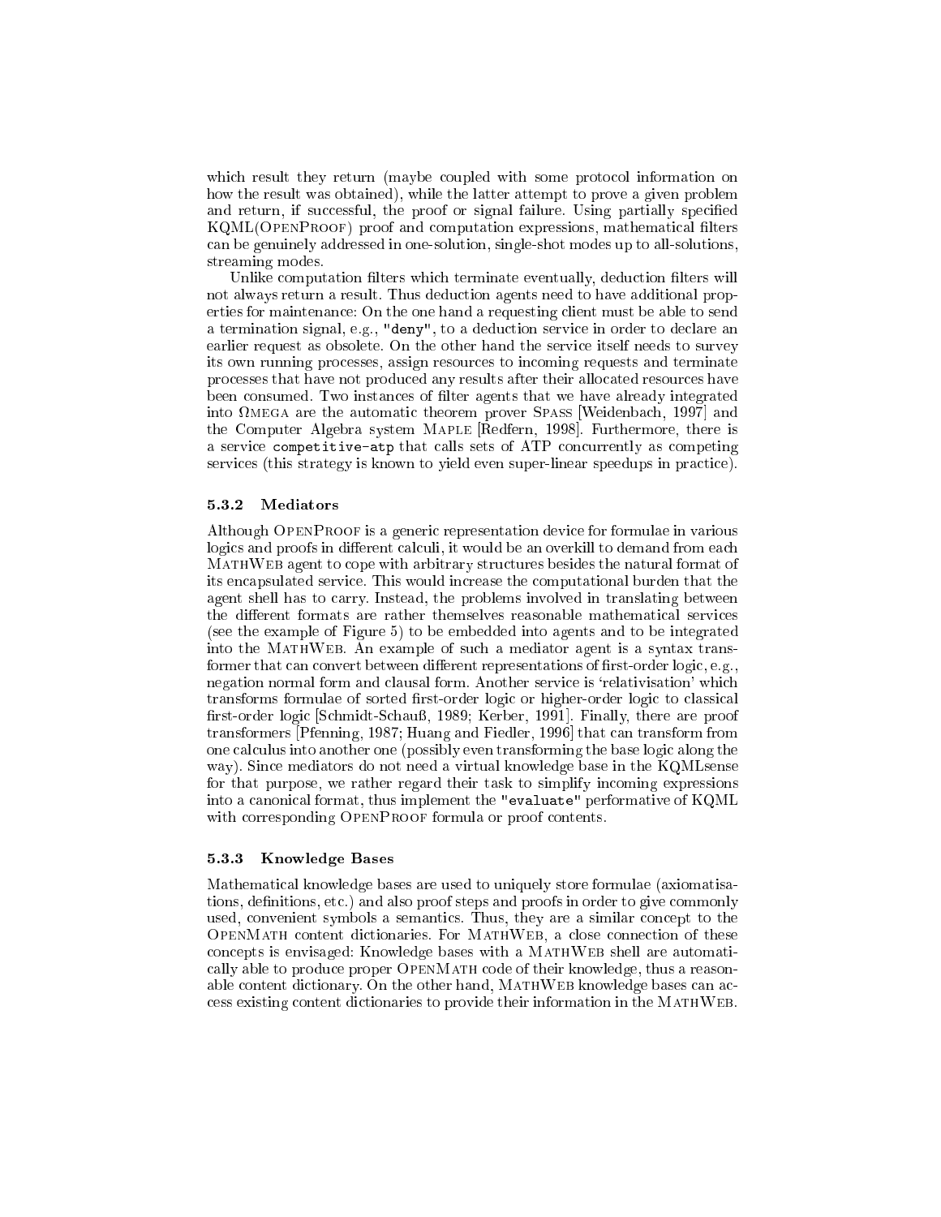which result they return (maybe coupled with some protocol information on how the result was obtained), while the latter attempt to prove a given problem and return, if successful, the proof or signal failure. Using partially specified KQML(OpenProof) proof and computation expressions, mathematical filters can be genuinely addressed in one-solution, single-shot modes up to all-solutions, streaming modes.

Unlike computation filters which terminate eventually, deduction filters will not always return a result. Thus deduction agents need to have additional properties for maintenance: On the one hand a requesting client must be able to send a termination signal, e.g., `"deny"`, to a deduction service in order to declare an earlier request as obsolete. On the other hand the service itself needs to survey its own running processes, assign resources to incoming requests and terminate processes that have not produced any results after their allocated resources have been consumed. Two instances of filter agents that we have already integrated into $\Omega$mega are the automatic theorem prover Spass [Weidenbach, 1997] and the Computer Algebra system Maple [Redfern, 1998]. Furthermore, there is a service `competitive-atp` that calls sets of ATP concurrently as competing services (this strategy is known to yield even super-linear speedups in practice).

### 5.3.2 Mediators

Although OpenProof is a generic representation device for formulae in various logics and proofs in different calculi, it would be an overkill to demand from each MathWeb agent to cope with arbitrary structures besides the natural format of its encapsulated service. This would increase the computational burden that the agent shell has to carry. Instead, the problems involved in translating between the different formats are rather themselves reasonable mathematical services (see the example of Figure 5) to be embedded into agents and to be integrated into the MathWeb. An example of such a mediator agent is a syntax transformer that can convert between different representations of first-order logic, e.g., negation normal form and clausal form. Another service is 'relativisation' which transforms formulae of sorted first-order logic or higher-order logic to classical first-order logic [Schmidt-Schauß, 1989; Kerber, 1991]. Finally, there are proof transformers [Pfenning, 1987; Huang and Fiedler, 1996] that can transform from one calculus into another one (possibly even transforming the base logic along the way). Since mediators do not need a virtual knowledge base in the KQMLsense for that purpose, we rather regard their task to simplify incoming expressions into a canonical format, thus implement the `"evaluate"` performative of KQML with corresponding OpenProof formula or proof contents.

### 5.3.3 Knowledge Bases

Mathematical knowledge bases are used to uniquely store formulae (axiomatisations, definitions, etc.) and also proof steps and proofs in order to give commonly used, convenient symbols a semantics. Thus, they are a similar concept to the OpenMath content dictionaries. For MathWeb, a close connection of these concepts is envisaged: Knowledge bases with a MathWeb shell are automatically able to produce proper OpenMath code of their knowledge, thus a reasonable content dictionary. On the other hand, MathWeb knowledge bases can access existing content dictionaries to provide their information in the MathWeb.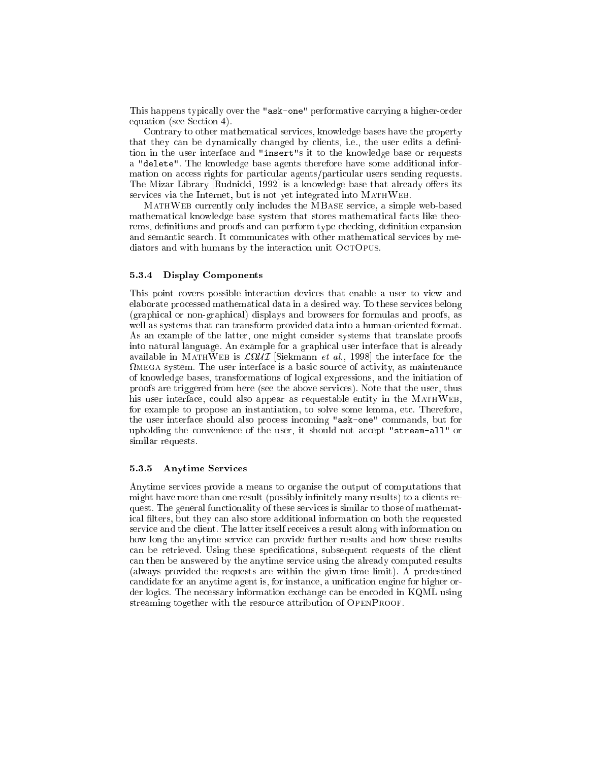This happens typically over the "ask-one" performative carrying a higher-order equation (see Section 4).

Contrary to other mathematical services, knowledge bases have the property that they can be dynamically changed by clients, i.e., the user edits a definition in the user interface and "insert"s it to the knowledge base or requests a "delete". The knowledge base agents therefore have some additional information on access rights for particular agents/particular users sending requests. The Mizar Library [Rudnicki, 1992] is a knowledge base that already offers its services via the Internet, but is not yet integrated into MathWeb.

MathWeb currently only includes the MBase service, a simple web-based mathematical knowledge base system that stores mathematical facts like theorems, definitions and proofs and can perform type checking, definition expansion and semantic search. It communicates with other mathematical services by mediators and with humans by the interaction unit OctOpus.

#### 5.3.4 Display Components

This point covers possible interaction devices that enable a user to view and elaborate processed mathematical data in a desired way. To these services belong (graphical or non-graphical) displays and browsers for formulas and proofs, as well as systems that can transform provided data into a human-oriented format. As an example of the latter, one might consider systems that translate proofs into natural language. An example for a graphical user interface that is already available in MathWeb is $\mathcal{L}\Omega\mathcal{UI}$ [Siekmann *et al.*, 1998] the interface for the $\Omega$mega system. The user interface is a basic source of activity, as maintenance of knowledge bases, transformations of logical expressions, and the initiation of proofs are triggered from here (see the above services). Note that the user, thus his user interface, could also appear as requestable entity in the MathWeb, for example to propose an instantiation, to solve some lemma, etc. Therefore, the user interface should also process incoming "ask-one" commands, but for upholding the convenience of the user, it should not accept "stream-all" or similar requests.

#### 5.3.5 Anytime Services

Anytime services provide a means to organise the output of computations that might have more than one result (possibly infinitely many results) to a clients request. The general functionality of these services is similar to those of mathematical filters, but they can also store additional information on both the requested service and the client. The latter itself receives a result along with information on how long the anytime service can provide further results and how these results can be retrieved. Using these specifications, subsequent requests of the client can then be answered by the anytime service using the already computed results (always provided the requests are within the given time limit). A predestined candidate for an anytime agent is, for instance, a unification engine for higher order logics. The necessary information exchange can be encoded in KQML using streaming together with the resource attribution of OpenProof.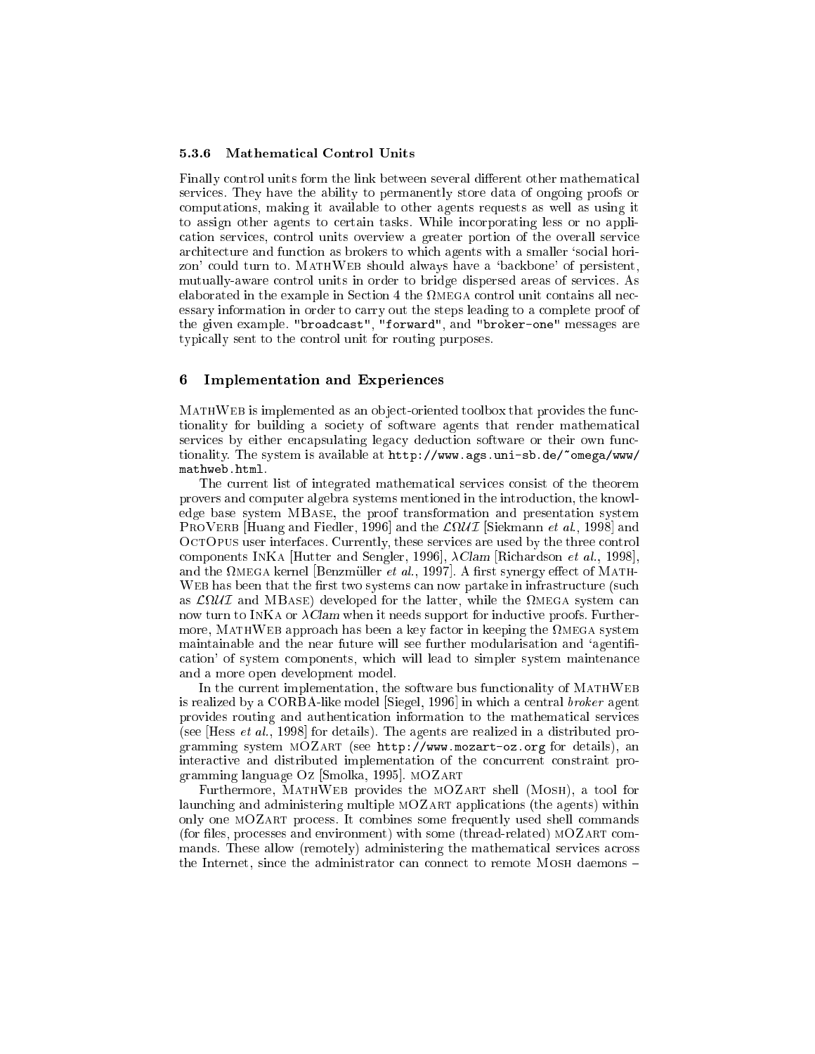#### 5.3.6 Mathematical Control Units

Finally control units form the link between several different other mathematical services. They have the ability to permanently store data of ongoing proofs or computations, making it available to other agents requests as well as using it to assign other agents to certain tasks. While incorporating less or no application services, control units overview a greater portion of the overall service architecture and function as brokers to which agents with a smaller 'social horizon' could turn to. MathWeb should always have a 'backbone' of persistent, mutually-aware control units in order to bridge dispersed areas of services. As elaborated in the example in Section 4 the Ωmega control unit contains all necessary information in order to carry out the steps leading to a complete proof of the given example. `"broadcast"`, `"forward"`, and `"broker-one"` messages are typically sent to the control unit for routing purposes.

## 6 Implementation and Experiences

MathWeb is implemented as an object-oriented toolbox that provides the functionality for building a society of software agents that render mathematical services by either encapsulating legacy deduction software or their own functionality. The system is available at `http://www.ags.uni-sb.de/~omega/www/mathweb.html`.

The current list of integrated mathematical services consist of the theorem provers and computer algebra systems mentioned in the introduction, the knowledge base system MBase, the proof transformation and presentation system ProVerb [Huang and Fiedler, 1996] and the $\mathcal{L}\Omega\mathcal{UI}$ [Siekmann *et al.*, 1998] and OctOpus user interfaces. Currently, these services are used by the three control components InKa [Hutter and Sengler, 1996], *λClam* [Richardson *et al.*, 1998], and the Ωmega kernel [Benzmüller *et al.*, 1997]. A first synergy effect of MathWeb has been that the first two systems can now partake in infrastructure (such as $\mathcal{L}\Omega\mathcal{UI}$ and MBase) developed for the latter, while the Ωmega system can now turn to InKa or *λClam* when it needs support for inductive proofs. Furthermore, MathWeb approach has been a key factor in keeping the Ωmega system maintainable and the near future will see further modularisation and 'agentification' of system components, which will lead to simpler system maintenance and a more open development model.

In the current implementation, the software bus functionality of MathWeb is realized by a CORBA-like model [Siegel, 1996] in which a central *broker* agent provides routing and authentication information to the mathematical services (see [Hess *et al.*, 1998] for details). The agents are realized in a distributed programming system mOZart (see `http://www.mozart-oz.org` for details), an interactive and distributed implementation of the concurrent constraint programming language Oz [Smolka, 1995]. mOZart

Furthermore, MathWeb provides the mOZart shell (Mosh), a tool for launching and administering multiple mOZart applications (the agents) within only one mOZart process. It combines some frequently used shell commands (for files, processes and environment) with some (thread-related) mOZart commands. These allow (remotely) administering the mathematical services across the Internet, since the administrator can connect to remote Mosh daemons –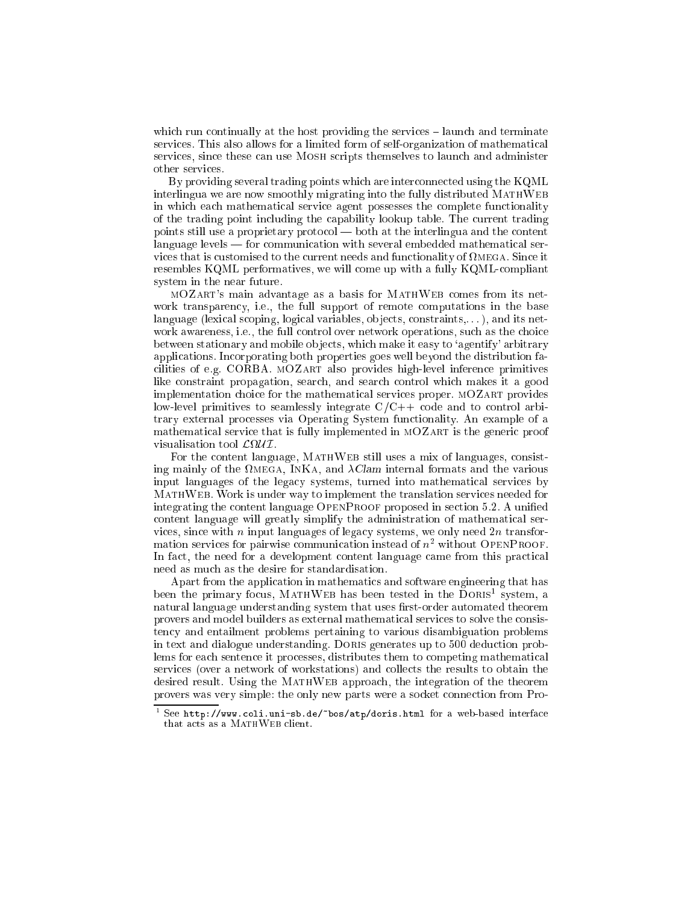which run continually at the host providing the services – launch and terminate services. This also allows for a limited form of self-organization of mathematical services, since these can use MOSH scripts themselves to launch and administer other services.

By providing several trading points which are interconnected using the KQML interlingua we are now smoothly migrating into the fully distributed MATHWEB in which each mathematical service agent possesses the complete functionality of the trading point including the capability lookup table. The current trading points still use a proprietary protocol — both at the interlingua and the content language levels — for communication with several embedded mathematical services that is customised to the current needs and functionality of ΩMEGA. Since it resembles KQML performatives, we will come up with a fully KQML-compliant system in the near future.

MOZART's main advantage as a basis for MATHWEB comes from its network transparency, i.e., the full support of remote computations in the base language (lexical scoping, logical variables, objects, constraints,...), and its network awareness, i.e., the full control over network operations, such as the choice between stationary and mobile objects, which make it easy to 'agentify' arbitrary applications. Incorporating both properties goes well beyond the distribution facilities of e.g. CORBA. MOZART also provides high-level inference primitives like constraint propagation, search, and search control which makes it a good implementation choice for the mathematical services proper. MOZART provides low-level primitives to seamlessly integrate C/C++ code and to control arbitrary external processes via Operating System functionality. An example of a mathematical service that is fully implemented in MOZART is the generic proof visualisation tool $\mathcal{L}\Omega\mathcal{UI}$.

For the content language, MATHWEB still uses a mix of languages, consisting mainly of the ΩMEGA, INKA, and λ*Clam* internal formats and the various input languages of the legacy systems, turned into mathematical services by MATHWEB. Work is under way to implement the translation services needed for integrating the content language OPENPROOF proposed in section 5.2. A unified content language will greatly simplify the administration of mathematical services, since with $n$ input languages of legacy systems, we only need $2n$ transformation services for pairwise communication instead of $n^2$ without OPENPROOF. In fact, the need for a development content language came from this practical need as much as the desire for standardisation.

Apart from the application in mathematics and software engineering that has been the primary focus, MATHWEB has been tested in the DORIS[1] system, a natural language understanding system that uses first-order automated theorem provers and model builders as external mathematical services to solve the consistency and entailment problems pertaining to various disambiguation problems in text and dialogue understanding. DORIS generates up to 500 deduction problems for each sentence it processes, distributes them to competing mathematical services (over a network of workstations) and collects the results to obtain the desired result. Using the MATHWEB approach, the integration of the theorem provers was very simple: the only new parts were a socket connection from Pro-

[1] See `http://www.coli.uni-sb.de/~bos/atp/doris.html` for a web-based interface that acts as a MATHWEB client.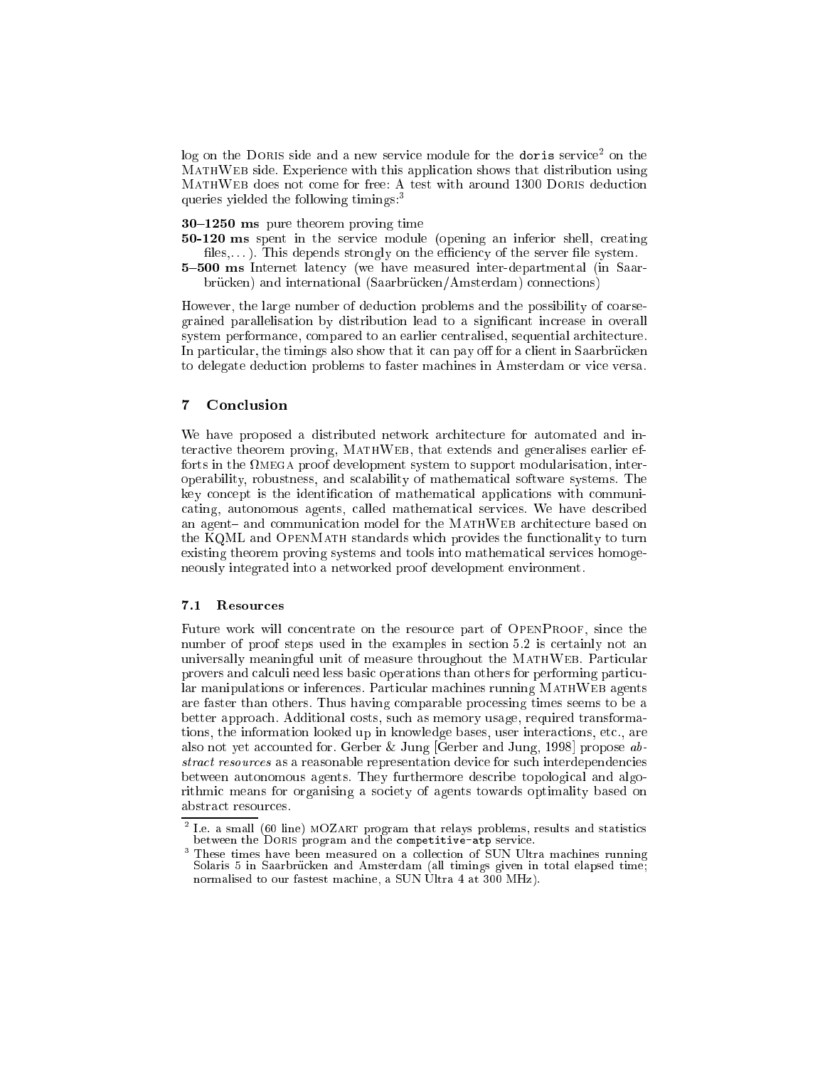log on the Doris side and a new service module for the `doris` service[2] on the MathWeb side. Experience with this application shows that distribution using MathWeb does not come for free: A test with around 1300 Doris deduction queries yielded the following timings:[3]

**30–1250 ms** pure theorem proving time

**50-120 ms** spent in the service module (opening an inferior shell, creating files,...). This depends strongly on the efficiency of the server file system.

**5–500 ms** Internet latency (we have measured inter-departmental (in Saarbrücken) and international (Saarbrücken/Amsterdam) connections)

However, the large number of deduction problems and the possibility of coarse-grained parallelisation by distribution lead to a significant increase in overall system performance, compared to an earlier centralised, sequential architecture. In particular, the timings also show that it can pay off for a client in Saarbrücken to delegate deduction problems to faster machines in Amsterdam or vice versa.

## 7 Conclusion

We have proposed a distributed network architecture for automated and interactive theorem proving, MathWeb, that extends and generalises earlier efforts in the Ωmega proof development system to support modularisation, interoperability, robustness, and scalability of mathematical software systems. The key concept is the identification of mathematical applications with communicating, autonomous agents, called mathematical services. We have described an agent– and communication model for the MathWeb architecture based on the KQML and OpenMath standards which provides the functionality to turn existing theorem proving systems and tools into mathematical services homogeneously integrated into a networked proof development environment.

### 7.1 Resources

Future work will concentrate on the resource part of OpenProof, since the number of proof steps used in the examples in section 5.2 is certainly not an universally meaningful unit of measure throughout the MathWeb. Particular provers and calculi need less basic operations than others for performing particular manipulations or inferences. Particular machines running MathWeb agents are faster than others. Thus having comparable processing times seems to be a better approach. Additional costs, such as memory usage, required transformations, the information looked up in knowledge bases, user interactions, etc., are also not yet accounted for. Gerber & Jung [Gerber and Jung, 1998] propose *abstract resources* as a reasonable representation device for such interdependencies between autonomous agents. They furthermore describe topological and algorithmic means for organising a society of agents towards optimality based on abstract resources.

---

[2] I.e. a small (60 line) mOZart program that relays problems, results and statistics between the Doris program and the `competitive-atp` service.

[3] These times have been measured on a collection of SUN Ultra machines running Solaris 5 in Saarbrücken and Amsterdam (all timings given in total elapsed time; normalised to our fastest machine, a SUN Ultra 4 at 300 MHz).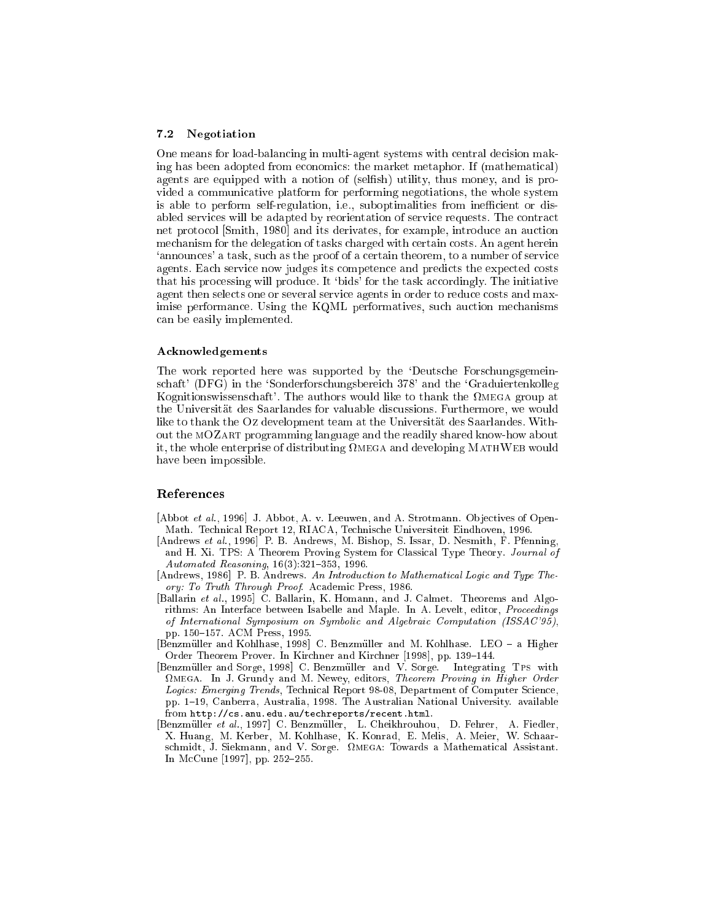### 7.2 Negotiation

One means for load-balancing in multi-agent systems with central decision making has been adopted from economics: the market metaphor. If (mathematical) agents are equipped with a notion of (selfish) utility, thus money, and is provided a communicative platform for performing negotiations, the whole system is able to perform self-regulation, i.e., suboptimalities from inefficient or disabled services will be adapted by reorientation of service requests. The contract net protocol [Smith, 1980] and its derivates, for example, introduce an auction mechanism for the delegation of tasks charged with certain costs. An agent herein 'announces' a task, such as the proof of a certain theorem, to a number of service agents. Each service now judges its competence and predicts the expected costs that his processing will produce. It 'bids' for the task accordingly. The initiative agent then selects one or several service agents in order to reduce costs and maximise performance. Using the KQML performatives, such auction mechanisms can be easily implemented.

#### Acknowledgements

The work reported here was supported by the 'Deutsche Forschungsgemeinschaft' (DFG) in the 'Sonderforschungsbereich 378' and the 'Graduiertenkolleg Kognitionswissenschaft'. The authors would like to thank the ΩMEGA group at the Universität des Saarlandes for valuable discussions. Furthermore, we would like to thank the Oz development team at the Universität des Saarlandes. Without the MOZART programming language and the readily shared know-how about it, the whole enterprise of distributing ΩMEGA and developing MATHWEB would have been impossible.

## References

[Abbot *et al.*, 1996] J. Abbot, A. v. Leeuwen, and A. Strotmann. Objectives of OpenMath. Technical Report 12, RIACA, Technische Universiteit Eindhoven, 1996.

[Andrews *et al.*, 1996] P. B. Andrews, M. Bishop, S. Issar, D. Nesmith, F. Pfenning, and H. Xi. TPS: A Theorem Proving System for Classical Type Theory. *Journal of Automated Reasoning*, 16(3):321–353, 1996.

[Andrews, 1986] P. B. Andrews. *An Introduction to Mathematical Logic and Type Theory: To Truth Through Proof*. Academic Press, 1986.

[Ballarin *et al.*, 1995] C. Ballarin, K. Homann, and J. Calmet. Theorems and Algorithms: An Interface between Isabelle and Maple. In A. Levelt, editor, *Proceedings of International Symposium on Symbolic and Algebraic Computation (ISSAC'95)*, pp. 150–157. ACM Press, 1995.

[Benzmüller and Kohlhase, 1998] C. Benzmüller and M. Kohlhase. LEO – a Higher Order Theorem Prover. In Kirchner and Kirchner [1998], pp. 139–144.

[Benzmüller and Sorge, 1998] C. Benzmüller and V. Sorge. Integrating TPS with ΩMEGA. In J. Grundy and M. Newey, editors, *Theorem Proving in Higher Order Logics: Emerging Trends*, Technical Report 98-08, Department of Computer Science, pp. 1–19, Canberra, Australia, 1998. The Australian National University. available from `http://cs.anu.edu.au/techreports/recent.html`.

[Benzmüller *et al.*, 1997] C. Benzmüller, L. Cheikhrouhou, D. Fehrer, A. Fiedler, X. Huang, M. Kerber, M. Kohlhase, K. Konrad, E. Melis, A. Meier, W. Schaarschmidt, J. Siekmann, and V. Sorge. ΩMEGA: Towards a Mathematical Assistant. In McCune [1997], pp. 252–255.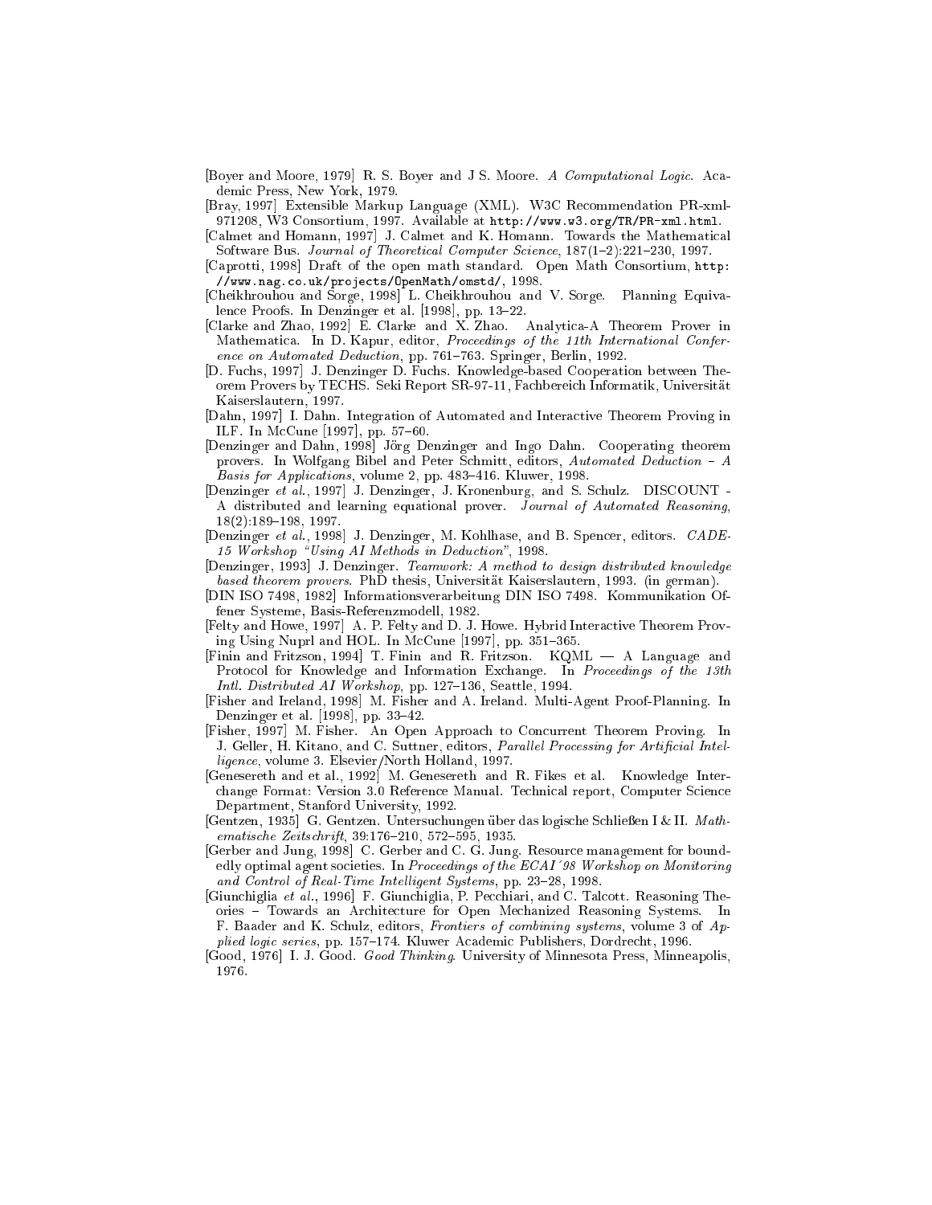[Boyer and Moore, 1979] R. S. Boyer and J S. Moore. *A Computational Logic*. Academic Press, New York, 1979.

[Bray, 1997] Extensible Markup Language (XML). W3C Recommendation PR-xml-971208, W3 Consortium, 1997. Available at `http://www.w3.org/TR/PR-xml.html`.

[Calmet and Homann, 1997] J. Calmet and K. Homann. Towards the Mathematical Software Bus. *Journal of Theoretical Computer Science*, 187(1–2):221–230, 1997.

[Caprotti, 1998] Draft of the open math standard. Open Math Consortium, `http://www.nag.co.uk/projects/OpenMath/omstd/`, 1998.

[Cheikhrouhou and Sorge, 1998] L. Cheikhrouhou and V. Sorge. Planning Equivalence Proofs. In Denzinger et al. [1998], pp. 13–22.

[Clarke and Zhao, 1992] E. Clarke and X. Zhao. Analytica-A Theorem Prover in Mathematica. In D. Kapur, editor, *Proceedings of the 11th International Conference on Automated Deduction*, pp. 761–763. Springer, Berlin, 1992.

[D. Fuchs, 1997] J. Denzinger D. Fuchs. Knowledge-based Cooperation between Theorem Provers by TECHS. Seki Report SR-97-11, Fachbereich Informatik, Universität Kaiserslautern, 1997.

[Dahn, 1997] I. Dahn. Integration of Automated and Interactive Theorem Proving in ILF. In McCune [1997], pp. 57–60.

[Denzinger and Dahn, 1998] Jörg Denzinger and Ingo Dahn. Cooperating theorem provers. In Wolfgang Bibel and Peter Schmitt, editors, *Automated Deduction – A Basis for Applications*, volume 2, pp. 483–416. Kluwer, 1998.

[Denzinger *et al.*, 1997] J. Denzinger, J. Kronenburg, and S. Schulz. DISCOUNT - A distributed and learning equational prover. *Journal of Automated Reasoning*, 18(2):189–198, 1997.

[Denzinger *et al.*, 1998] J. Denzinger, M. Kohlhase, and B. Spencer, editors. *CADE-15 Workshop "Using AI Methods in Deduction"*, 1998.

[Denzinger, 1993] J. Denzinger. *Teamwork: A method to design distributed knowledge based theorem provers*. PhD thesis, Universität Kaiserslautern, 1993. (in german).

[DIN ISO 7498, 1982] Informationsverarbeitung DIN ISO 7498. Kommunikation Offener Systeme, Basis-Referenzmodell, 1982.

[Felty and Howe, 1997] A. P. Felty and D. J. Howe. Hybrid Interactive Theorem Proving Using Nuprl and HOL. In McCune [1997], pp. 351–365.

[Finin and Fritzson, 1994] T. Finin and R. Fritzson. KQML — A Language and Protocol for Knowledge and Information Exchange. In *Proceedings of the 13th Intl. Distributed AI Workshop*, pp. 127–136, Seattle, 1994.

[Fisher and Ireland, 1998] M. Fisher and A. Ireland. Multi-Agent Proof-Planning. In Denzinger et al. [1998], pp. 33–42.

[Fisher, 1997] M. Fisher. An Open Approach to Concurrent Theorem Proving. In J. Geller, H. Kitano, and C. Suttner, editors, *Parallel Processing for Artificial Intelligence*, volume 3. Elsevier/North Holland, 1997.

[Genesereth and et al., 1992] M. Genesereth and R. Fikes et al. Knowledge Interchange Format: Version 3.0 Reference Manual. Technical report, Computer Science Department, Stanford University, 1992.

[Gentzen, 1935] G. Gentzen. Untersuchungen über das logische Schließen I & II. *Mathematische Zeitschrift*, 39:176–210, 572–595, 1935.

[Gerber and Jung, 1998] C. Gerber and C. G. Jung. Resource management for boundedly optimal agent societies. In *Proceedings of the ECAI´98 Workshop on Monitoring and Control of Real-Time Intelligent Systems*, pp. 23–28, 1998.

[Giunchiglia *et al.*, 1996] F. Giunchiglia, P. Pecchiari, and C. Talcott. Reasoning Theories – Towards an Architecture for Open Mechanized Reasoning Systems. In F. Baader and K. Schulz, editors, *Frontiers of combining systems*, volume 3 of *Applied logic series*, pp. 157–174. Kluwer Academic Publishers, Dordrecht, 1996.

[Good, 1976] I. J. Good. *Good Thinking*. University of Minnesota Press, Minneapolis, 1976.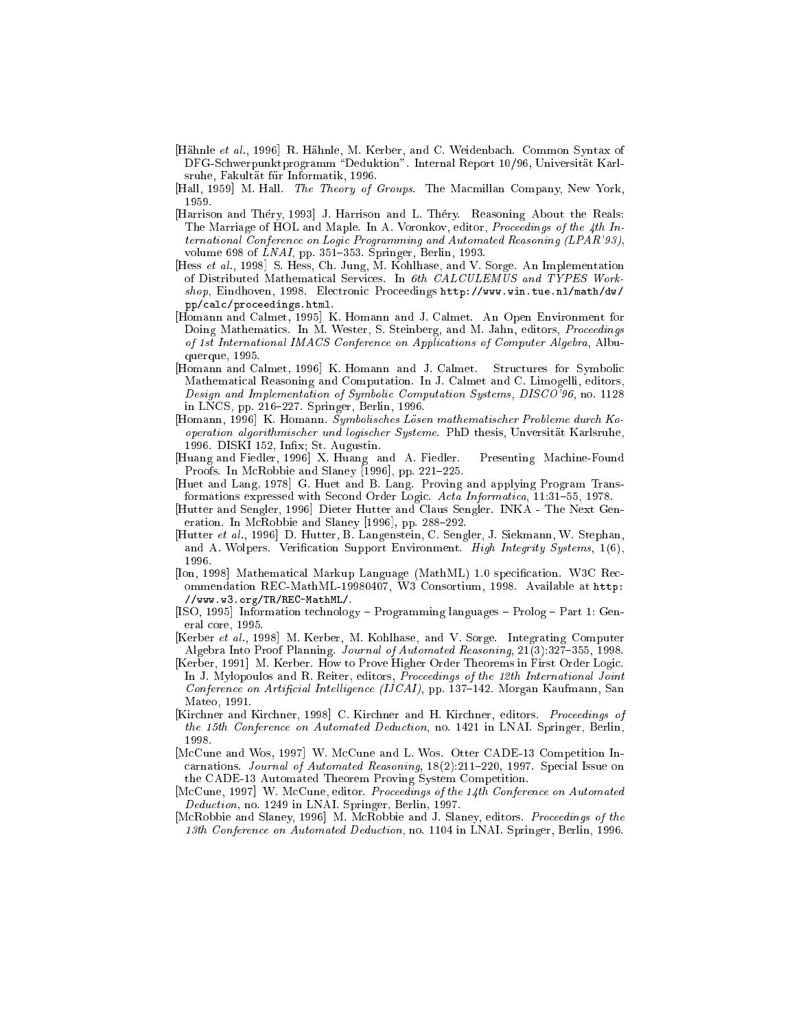[Hähnle *et al.*, 1996] R. Hähnle, M. Kerber, and C. Weidenbach. Common Syntax of DFG-Schwerpunktprogramm "Deduktion". Internal Report 10/96, Universität Karlsruhe, Fakultät für Informatik, 1996.

[Hall, 1959] M. Hall. *The Theory of Groups*. The Macmillan Company, New York, 1959.

[Harrison and Théry, 1993] J. Harrison and L. Théry. Reasoning About the Reals: The Marriage of HOL and Maple. In A. Voronkov, editor, *Proceedings of the 4th International Conference on Logic Programming and Automated Reasoning (LPAR'93)*, volume 698 of *LNAI*, pp. 351–353. Springer, Berlin, 1993.

[Hess *et al.*, 1998] S. Hess, Ch. Jung, M. Kohlhase, and V. Sorge. An Implementation of Distributed Mathematical Services. In *6th CALCULEMUS and TYPES Workshop*, Eindhoven, 1998. Electronic Proceedings `http://www.win.tue.nl/math/dw/pp/calc/proceedings.html`.

[Homann and Calmet, 1995] K. Homann and J. Calmet. An Open Environment for Doing Mathematics. In M. Wester, S. Steinberg, and M. Jahn, editors, *Proceedings of 1st International IMACS Conference on Applications of Computer Algebra*, Albuquerque, 1995.

[Homann and Calmet, 1996] K. Homann and J. Calmet. Structures for Symbolic Mathematical Reasoning and Computation. In J. Calmet and C. Limogelli, editors, *Design and Implementation of Symbolic Computation Systems, DISCO'96*, no. 1128 in LNCS, pp. 216–227. Springer, Berlin, 1996.

[Homann, 1996] K. Homann. *Symbolisches Lösen mathematischer Probleme durch Kooperation algorithmischer und logischer Systeme*. PhD thesis, Unversität Karlsruhe, 1996. DISKI 152, Infix; St. Augustin.

[Huang and Fiedler, 1996] X. Huang and A. Fiedler. Presenting Machine-Found Proofs. In McRobbie and Slaney [1996], pp. 221–225.

[Huet and Lang, 1978] G. Huet and B. Lang. Proving and applying Program Transformations expressed with Second Order Logic. *Acta Informatica*, 11:31–55, 1978.

[Hutter and Sengler, 1996] Dieter Hutter and Claus Sengler. INKA - The Next Generation. In McRobbie and Slaney [1996], pp. 288–292.

[Hutter *et al.*, 1996] D. Hutter, B. Langenstein, C. Sengler, J. Siekmann, W. Stephan, and A. Wolpers. Verification Support Environment. *High Integrity Systems*, 1(6), 1996.

[Ion, 1998] Mathematical Markup Language (MathML) 1.0 specification. W3C Recommendation REC-MathML-19980407, W3 Consortium, 1998. Available at `http://www.w3.org/TR/REC-MathML/`.

[ISO, 1995] Information technology – Programming languages – Prolog – Part 1: General core, 1995.

[Kerber *et al.*, 1998] M. Kerber, M. Kohlhase, and V. Sorge. Integrating Computer Algebra Into Proof Planning. *Journal of Automated Reasoning*, 21(3):327–355, 1998.

[Kerber, 1991] M. Kerber. How to Prove Higher Order Theorems in First Order Logic. In J. Mylopoulos and R. Reiter, editors, *Proceedings of the 12th International Joint Conference on Artificial Intelligence (IJCAI)*, pp. 137–142. Morgan Kaufmann, San Mateo, 1991.

[Kirchner and Kirchner, 1998] C. Kirchner and H. Kirchner, editors. *Proceedings of the 15th Conference on Automated Deduction*, no. 1421 in LNAI. Springer, Berlin, 1998.

[McCune and Wos, 1997] W. McCune and L. Wos. Otter CADE-13 Competition Incarnations. *Journal of Automated Reasoning*, 18(2):211–220, 1997. Special Issue on the CADE-13 Automated Theorem Proving System Competition.

[McCune, 1997] W. McCune, editor. *Proceedings of the 14th Conference on Automated Deduction*, no. 1249 in LNAI. Springer, Berlin, 1997.

[McRobbie and Slaney, 1996] M. McRobbie and J. Slaney, editors. *Proceedings of the 13th Conference on Automated Deduction*, no. 1104 in LNAI. Springer, Berlin, 1996.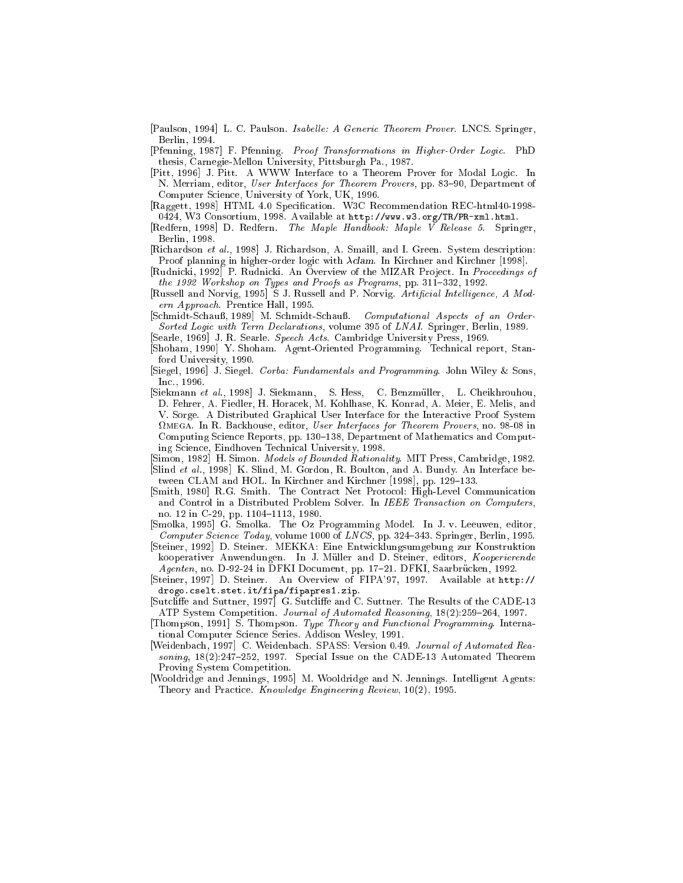[Paulson, 1994] L. C. Paulson. *Isabelle: A Generic Theorem Prover*. LNCS. Springer, Berlin, 1994.

[Pfenning, 1987] F. Pfenning. *Proof Transformations in Higher-Order Logic*. PhD thesis, Carnegie-Mellon University, Pittsburgh Pa., 1987.

[Pitt, 1996] J. Pitt. A WWW Interface to a Theorem Prover for Modal Logic. In N. Merriam, editor, *User Interfaces for Theorem Provers*, pp. 83–90, Department of Computer Science, University of York, UK, 1996.

[Raggett, 1998] HTML 4.0 Specification. W3C Recommendation REC-html40-1998-0424, W3 Consortium, 1998. Available at `http://www.w3.org/TR/PR-xml.html`.

[Redfern, 1998] D. Redfern. *The Maple Handbook: Maple V Release 5*. Springer, Berlin, 1998.

[Richardson *et al.*, 1998] J. Richardson, A. Smaill, and I. Green. System description: Proof planning in higher-order logic with $\lambda$*clam*. In Kirchner and Kirchner [1998].

[Rudnicki, 1992] P. Rudnicki. An Overview of the MIZAR Project. In *Proceedings of the 1992 Workshop on Types and Proofs as Programs*, pp. 311–332, 1992.

[Russell and Norvig, 1995] S J. Russell and P. Norvig. *Artificial Intelligence, A Modern Approach*. Prentice Hall, 1995.

[Schmidt-Schauß, 1989] M. Schmidt-Schauß. *Computational Aspects of an Order-Sorted Logic with Term Declarations*, volume 395 of *LNAI*. Springer, Berlin, 1989.

[Searle, 1969] J. R. Searle. *Speech Acts*. Cambridge University Press, 1969.

[Shoham, 1990] Y. Shoham. Agent-Oriented Programming. Technical report, Stanford University, 1990.

[Siegel, 1996] J. Siegel. *Corba: Fundamentals and Programming*. John Wiley & Sons, Inc., 1996.

[Siekmann *et al.*, 1998] J. Siekmann, S. Hess, C. Benzmüller, L. Cheikhrouhou, D. Fehrer, A. Fiedler, H. Horacek, M. Kohlhase, K. Konrad, A. Meier, E. Melis, and V. Sorge. A Distributed Graphical User Interface for the Interactive Proof System $\Omega$MEGA. In R. Backhouse, editor, *User Interfaces for Theorem Provers*, no. 98-08 in Computing Science Reports, pp. 130–138, Department of Mathematics and Computing Science, Eindhoven Technical University, 1998.

[Simon, 1982] H. Simon. *Models of Bounded Rationality*. MIT Press, Cambridge, 1982.

[Slind *et al.*, 1998] K. Slind, M. Gordon, R. Boulton, and A. Bundy. An Interface between CLAM and HOL. In Kirchner and Kirchner [1998], pp. 129–133.

[Smith, 1980] R.G. Smith. The Contract Net Protocol: High-Level Communication and Control in a Distributed Problem Solver. In *IEEE Transaction on Computers*, no. 12 in C-29, pp. 1104–1113, 1980.

[Smolka, 1995] G. Smolka. The Oz Programming Model. In J. v. Leeuwen, editor, *Computer Science Today*, volume 1000 of *LNCS*, pp. 324–343. Springer, Berlin, 1995.

[Steiner, 1992] D. Steiner. MEKKA: Eine Entwicklungsumgebung zur Konstruktion kooperativer Anwendungen. In J. Müller and D. Steiner, editors, *Kooperierende Agenten*, no. D-92-24 in DFKI Document, pp. 17–21. DFKI, Saarbrücken, 1992.

[Steiner, 1997] D. Steiner. An Overview of FIPA'97, 1997. Available at `http://drogo.cselt.stet.it/fipa/fipapres1.zip`.

[Sutcliffe and Suttner, 1997] G. Sutcliffe and C. Suttner. The Results of the CADE-13 ATP System Competition. *Journal of Automated Reasoning*, 18(2):259–264, 1997.

[Thompson, 1991] S. Thompson. *Type Theory and Functional Programming*. International Computer Science Series. Addison Wesley, 1991.

[Weidenbach, 1997] C. Weidenbach. SPASS: Version 0.49. *Journal of Automated Reasoning*, 18(2):247–252, 1997. Special Issue on the CADE-13 Automated Theorem Proving System Competition.

[Wooldridge and Jennings, 1995] M. Wooldridge and N. Jennings. Intelligent Agents: Theory and Practice. *Knowledge Engineering Review*, 10(2), 1995.